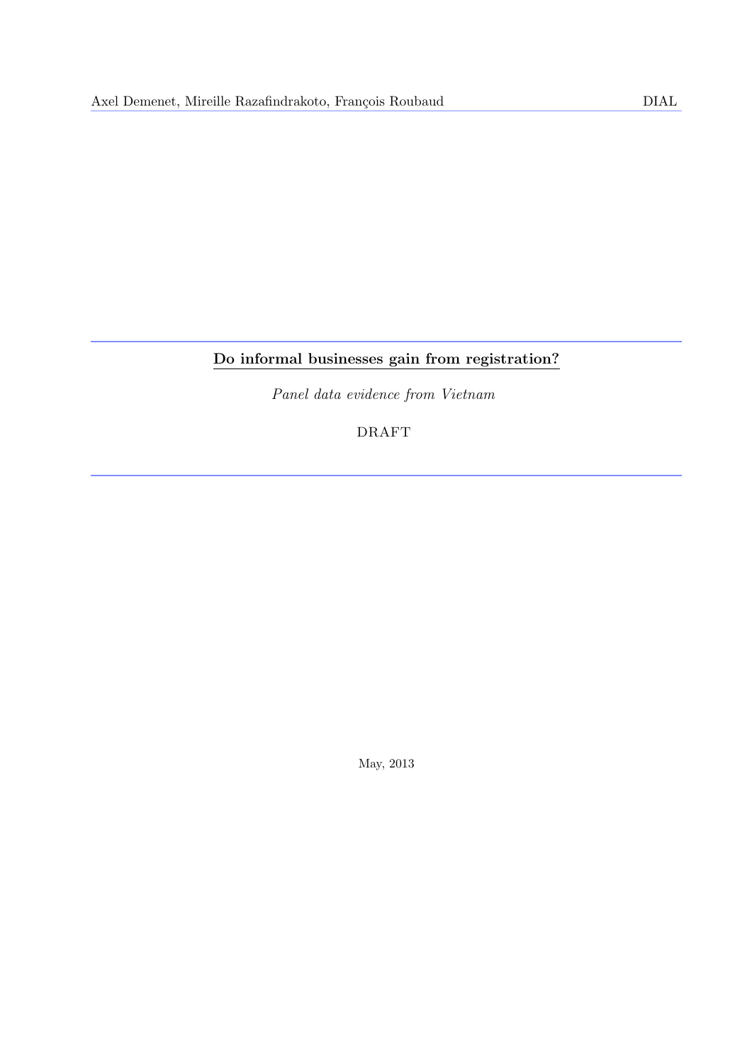Axel Demenet, Mireille Razafindrakoto, François Roubaud

DIAL

# Do informal businesses gain from registration?

*Panel data evidence from Vietnam*

DRAFT

May, 2013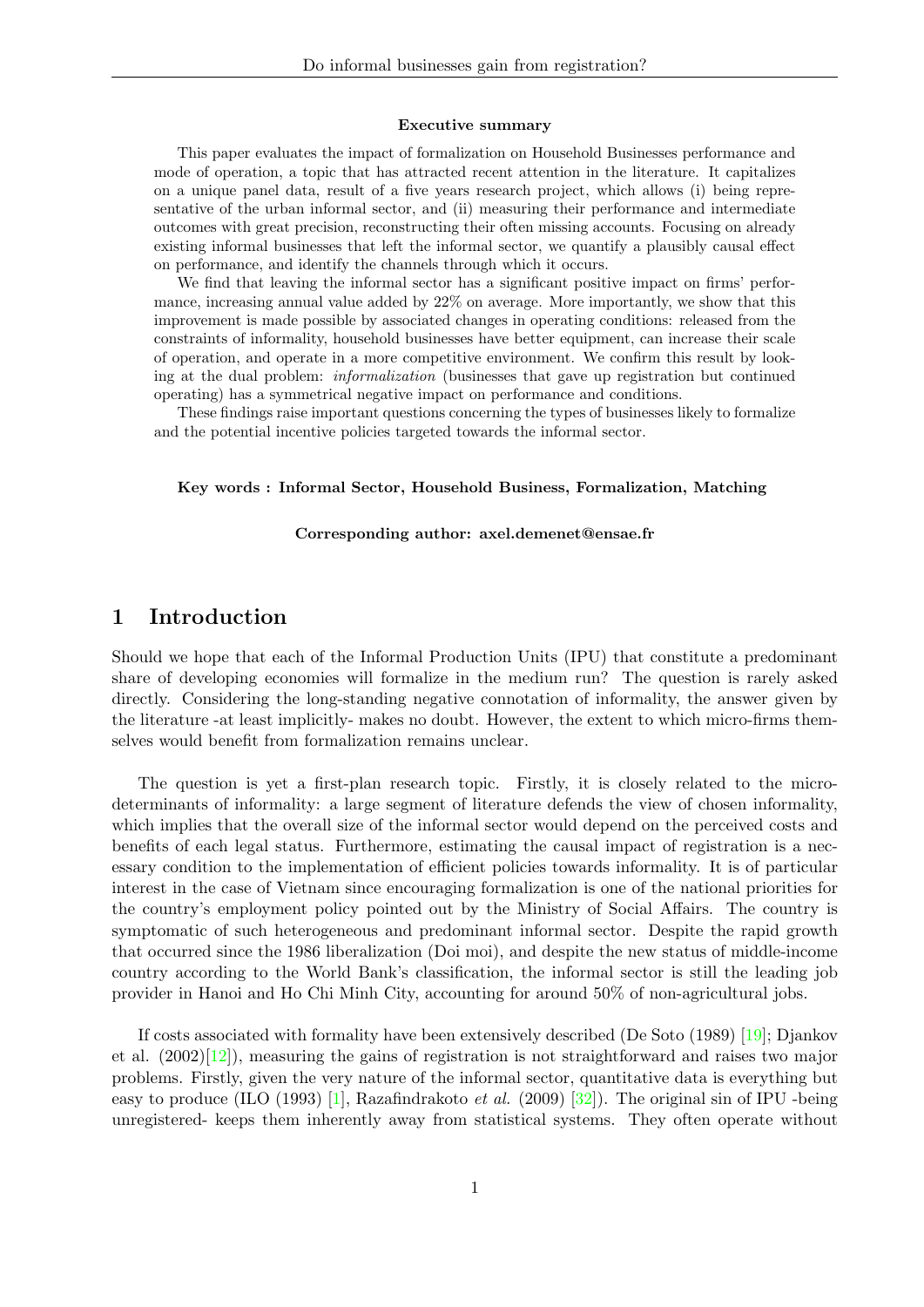**Executive summary**

This paper evaluates the impact of formalization on Household Businesses performance and mode of operation, a topic that has attracted recent attention in the literature. It capitalizes on a unique panel data, result of a five years research project, which allows (i) being representative of the urban informal sector, and (ii) measuring their performance and intermediate outcomes with great precision, reconstructing their often missing accounts. Focusing on already existing informal businesses that left the informal sector, we quantify a plausibly causal effect on performance, and identify the channels through which it occurs.

We find that leaving the informal sector has a significant positive impact on firms' performance, increasing annual value added by 22% on average. More importantly, we show that this improvement is made possible by associated changes in operating conditions: released from the constraints of informality, household businesses have better equipment, can increase their scale of operation, and operate in a more competitive environment. We confirm this result by looking at the dual problem: *informalization* (businesses that gave up registration but continued operating) has a symmetrical negative impact on performance and conditions.

These findings raise important questions concerning the types of businesses likely to formalize and the potential incentive policies targeted towards the informal sector.

**Key words : Informal Sector, Household Business, Formalization, Matching**

**Corresponding author: axel.demenet@ensae.fr**

# 1 Introduction

Should we hope that each of the Informal Production Units (IPU) that constitute a predominant share of developing economies will formalize in the medium run? The question is rarely asked directly. Considering the long-standing negative connotation of informality, the answer given by the literature -at least implicitly- makes no doubt. However, the extent to which micro-firms themselves would benefit from formalization remains unclear.

The question is yet a first-plan research topic. Firstly, it is closely related to the micro-determinants of informality: a large segment of literature defends the view of chosen informality, which implies that the overall size of the informal sector would depend on the perceived costs and benefits of each legal status. Furthermore, estimating the causal impact of registration is a necessary condition to the implementation of efficient policies towards informality. It is of particular interest in the case of Vietnam since encouraging formalization is one of the national priorities for the country's employment policy pointed out by the Ministry of Social Affairs. The country is symptomatic of such heterogeneous and predominant informal sector. Despite the rapid growth that occurred since the 1986 liberalization (Doi moi), and despite the new status of middle-income country according to the World Bank's classification, the informal sector is still the leading job provider in Hanoi and Ho Chi Minh City, accounting for around 50% of non-agricultural jobs.

If costs associated with formality have been extensively described (De Soto (1989) [19]; Djankov et al. (2002)[12]), measuring the gains of registration is not straightforward and raises two major problems. Firstly, given the very nature of the informal sector, quantitative data is everything but easy to produce (ILO (1993) [1], Razafindrakoto *et al.* (2009) [32]). The original sin of IPU -being unregistered- keeps them inherently away from statistical systems. They often operate without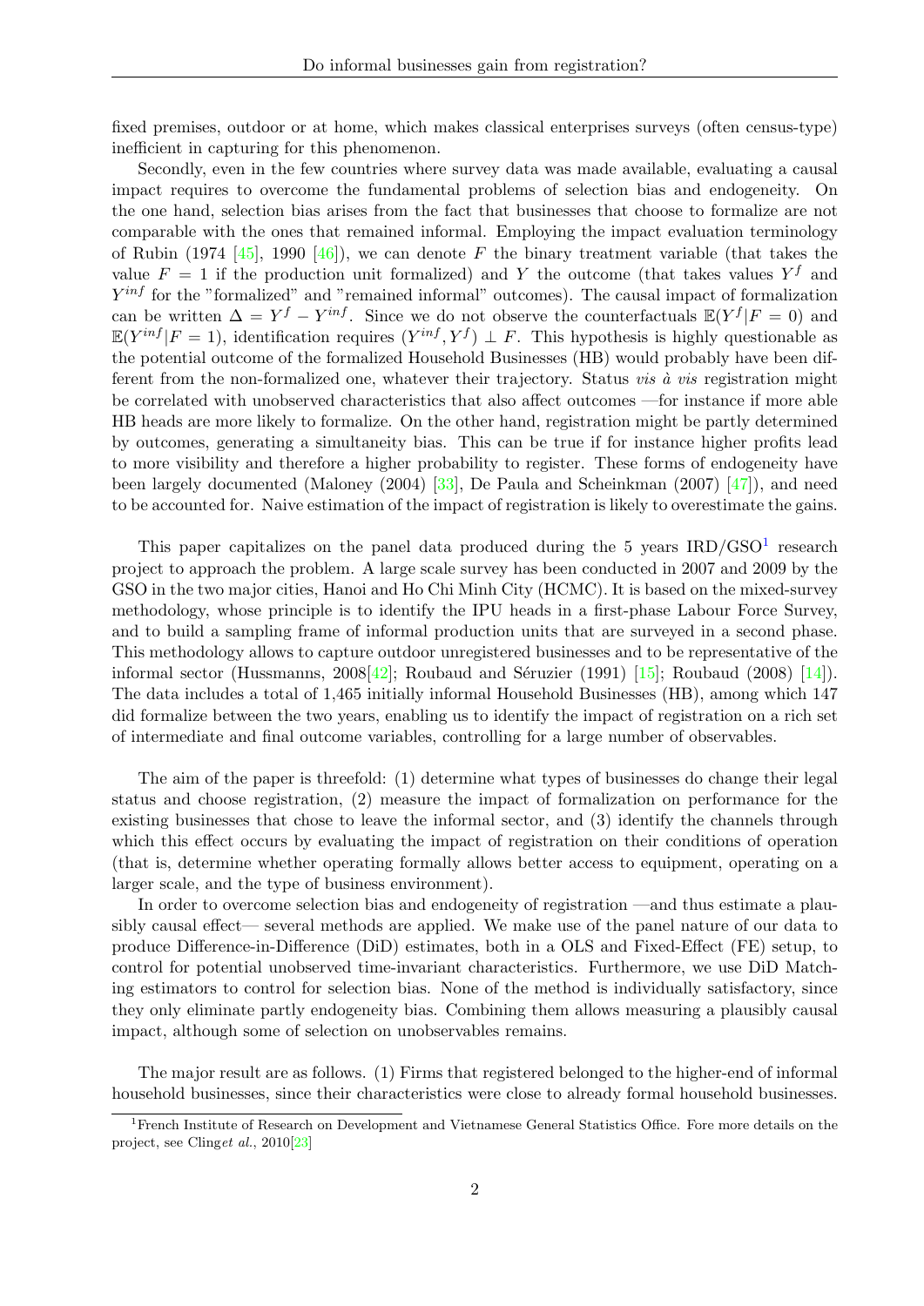fixed premises, outdoor or at home, which makes classical enterprises surveys (often census-type) inefficient in capturing for this phenomenon.

Secondly, even in the few countries where survey data was made available, evaluating a causal impact requires to overcome the fundamental problems of selection bias and endogeneity. On the one hand, selection bias arises from the fact that businesses that choose to formalize are not comparable with the ones that remained informal. Employing the impact evaluation terminology of Rubin (1974 [45], 1990 [46]), we can denote $F$ the binary treatment variable (that takes the value $F = 1$ if the production unit formalized) and $Y$ the outcome (that takes values $Y^f$ and $Y^{inf}$ for the "formalized" and "remained informal" outcomes). The causal impact of formalization can be written $\Delta = Y^f - Y^{inf}$. Since we do not observe the counterfactuals $\mathbb{E}(Y^f|F = 0)$ and $\mathbb{E}(Y^{inf}|F = 1)$, identification requires $(Y^{inf}, Y^f) \perp F$. This hypothesis is highly questionable as the potential outcome of the formalized Household Businesses (HB) would probably have been different from the non-formalized one, whatever their trajectory. Status *vis à vis* registration might be correlated with unobserved characteristics that also affect outcomes —for instance if more able HB heads are more likely to formalize. On the other hand, registration might be partly determined by outcomes, generating a simultaneity bias. This can be true if for instance higher profits lead to more visibility and therefore a higher probability to register. These forms of endogeneity have been largely documented (Maloney (2004) [33], De Paula and Scheinkman (2007) [47]), and need to be accounted for. Naive estimation of the impact of registration is likely to overestimate the gains.

This paper capitalizes on the panel data produced during the 5 years IRD/GSO[1] research project to approach the problem. A large scale survey has been conducted in 2007 and 2009 by the GSO in the two major cities, Hanoi and Ho Chi Minh City (HCMC). It is based on the mixed-survey methodology, whose principle is to identify the IPU heads in a first-phase Labour Force Survey, and to build a sampling frame of informal production units that are surveyed in a second phase. This methodology allows to capture outdoor unregistered businesses and to be representative of the informal sector (Hussmanns, 2008[42]; Roubaud and Séruzier (1991) [15]; Roubaud (2008) [14]). The data includes a total of 1,465 initially informal Household Businesses (HB), among which 147 did formalize between the two years, enabling us to identify the impact of registration on a rich set of intermediate and final outcome variables, controlling for a large number of observables.

The aim of the paper is threefold: (1) determine what types of businesses do change their legal status and choose registration, (2) measure the impact of formalization on performance for the existing businesses that chose to leave the informal sector, and (3) identify the channels through which this effect occurs by evaluating the impact of registration on their conditions of operation (that is, determine whether operating formally allows better access to equipment, operating on a larger scale, and the type of business environment).

In order to overcome selection bias and endogeneity of registration —and thus estimate a plausibly causal effect— several methods are applied. We make use of the panel nature of our data to produce Difference-in-Difference (DiD) estimates, both in a OLS and Fixed-Effect (FE) setup, to control for potential unobserved time-invariant characteristics. Furthermore, we use DiD Matching estimators to control for selection bias. None of the method is individually satisfactory, since they only eliminate partly endogeneity bias. Combining them allows measuring a plausibly causal impact, although some of selection on unobservables remains.

The major result are as follows. (1) Firms that registered belonged to the higher-end of informal household businesses, since their characteristics were close to already formal household businesses.

[1] French Institute of Research on Development and Vietnamese General Statistics Office. Fore more details on the project, see Cling*et al.*, 2010[23]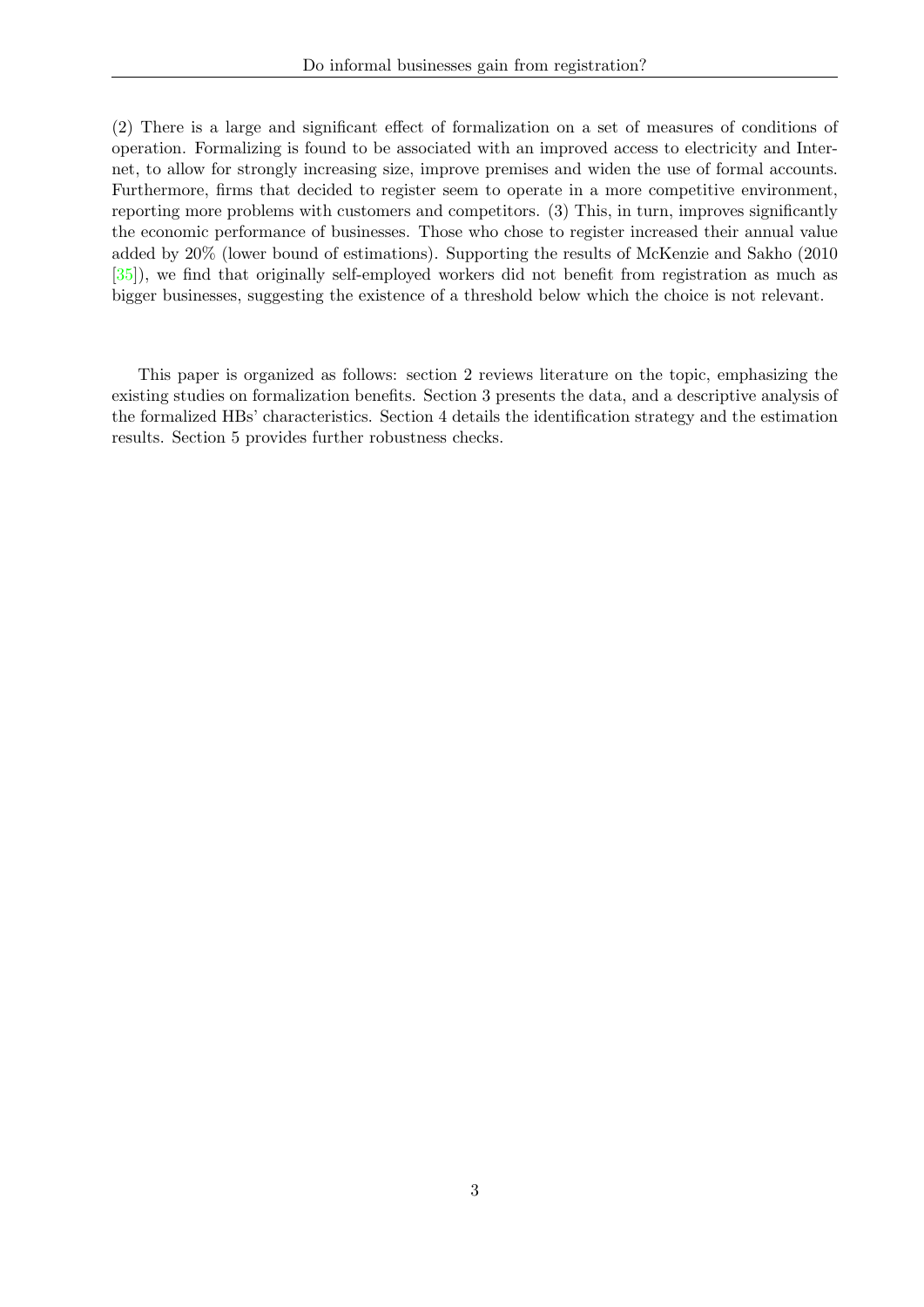(2) There is a large and significant effect of formalization on a set of measures of conditions of operation. Formalizing is found to be associated with an improved access to electricity and Internet, to allow for strongly increasing size, improve premises and widen the use of formal accounts. Furthermore, firms that decided to register seem to operate in a more competitive environment, reporting more problems with customers and competitors. (3) This, in turn, improves significantly the economic performance of businesses. Those who chose to register increased their annual value added by 20% (lower bound of estimations). Supporting the results of McKenzie and Sakho (2010 [35]), we find that originally self-employed workers did not benefit from registration as much as bigger businesses, suggesting the existence of a threshold below which the choice is not relevant.

This paper is organized as follows: section 2 reviews literature on the topic, emphasizing the existing studies on formalization benefits. Section 3 presents the data, and a descriptive analysis of the formalized HBs' characteristics. Section 4 details the identification strategy and the estimation results. Section 5 provides further robustness checks.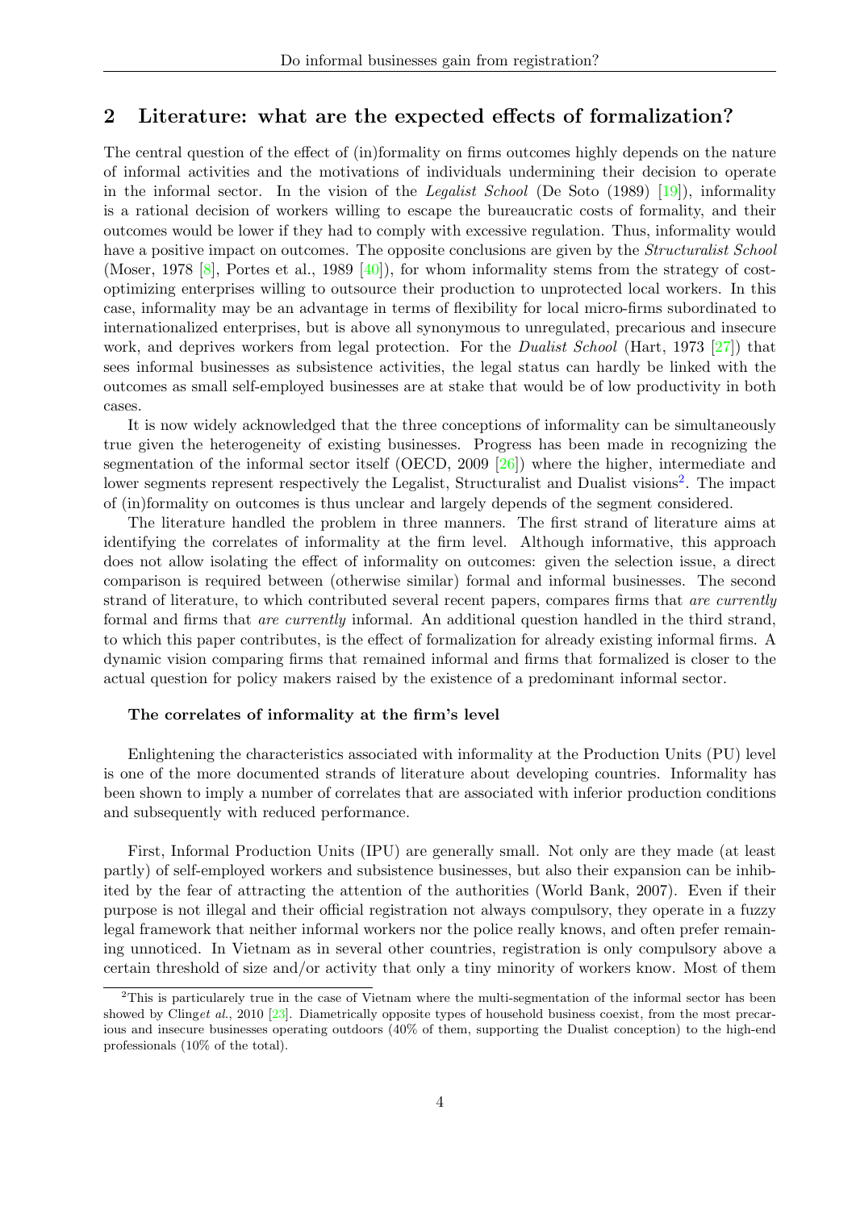## 2 Literature: what are the expected effects of formalization?

The central question of the effect of (in)formality on firms outcomes highly depends on the nature of informal activities and the motivations of individuals undermining their decision to operate in the informal sector. In the vision of the *Legalist School* (De Soto (1989) [19]), informality is a rational decision of workers willing to escape the bureaucratic costs of formality, and their outcomes would be lower if they had to comply with excessive regulation. Thus, informality would have a positive impact on outcomes. The opposite conclusions are given by the *Structuralist School* (Moser, 1978 [8], Portes et al., 1989 [40]), for whom informality stems from the strategy of cost-optimizing enterprises willing to outsource their production to unprotected local workers. In this case, informality may be an advantage in terms of flexibility for local micro-firms subordinated to internationalized enterprises, but is above all synonymous to unregulated, precarious and insecure work, and deprives workers from legal protection. For the *Dualist School* (Hart, 1973 [27]) that sees informal businesses as subsistence activities, the legal status can hardly be linked with the outcomes as small self-employed businesses are at stake that would be of low productivity in both cases.

It is now widely acknowledged that the three conceptions of informality can be simultaneously true given the heterogeneity of existing businesses. Progress has been made in recognizing the segmentation of the informal sector itself (OECD, 2009 [26]) where the higher, intermediate and lower segments represent respectively the Legalist, Structuralist and Dualist visions[2]. The impact of (in)formality on outcomes is thus unclear and largely depends of the segment considered.

The literature handled the problem in three manners. The first strand of literature aims at identifying the correlates of informality at the firm level. Although informative, this approach does not allow isolating the effect of informality on outcomes: given the selection issue, a direct comparison is required between (otherwise similar) formal and informal businesses. The second strand of literature, to which contributed several recent papers, compares firms that *are currently* formal and firms that *are currently* informal. An additional question handled in the third strand, to which this paper contributes, is the effect of formalization for already existing informal firms. A dynamic vision comparing firms that remained informal and firms that formalized is closer to the actual question for policy makers raised by the existence of a predominant informal sector.

**The correlates of informality at the firm's level**

Enlightening the characteristics associated with informality at the Production Units (PU) level is one of the more documented strands of literature about developing countries. Informality has been shown to imply a number of correlates that are associated with inferior production conditions and subsequently with reduced performance.

First, Informal Production Units (IPU) are generally small. Not only are they made (at least partly) of self-employed workers and subsistence businesses, but also their expansion can be inhibited by the fear of attracting the attention of the authorities (World Bank, 2007). Even if their purpose is not illegal and their official registration not always compulsory, they operate in a fuzzy legal framework that neither informal workers nor the police really knows, and often prefer remaining unnoticed. In Vietnam as in several other countries, registration is only compulsory above a certain threshold of size and/or activity that only a tiny minority of workers know. Most of them

[2] This is particularely true in the case of Vietnam where the multi-segmentation of the informal sector has been showed by Cling*et al.*, 2010 [23]. Diametrically opposite types of household business coexist, from the most precarious and insecure businesses operating outdoors (40% of them, supporting the Dualist conception) to the high-end professionals (10% of the total).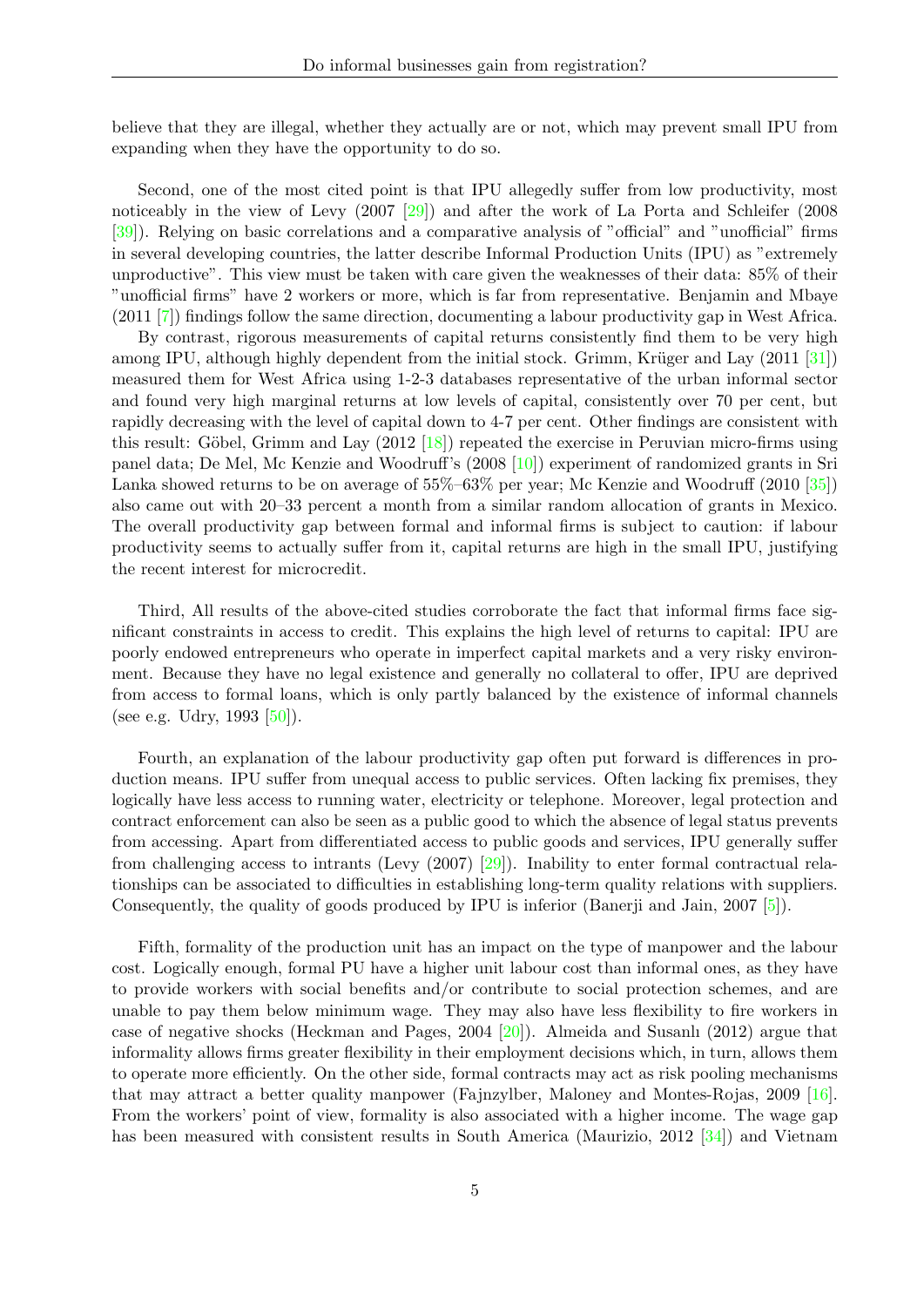believe that they are illegal, whether they actually are or not, which may prevent small IPU from expanding when they have the opportunity to do so.

Second, one of the most cited point is that IPU allegedly suffer from low productivity, most noticeably in the view of Levy (2007 [29]) and after the work of La Porta and Schleifer (2008 [39]). Relying on basic correlations and a comparative analysis of "official" and "unofficial" firms in several developing countries, the latter describe Informal Production Units (IPU) as "extremely unproductive". This view must be taken with care given the weaknesses of their data: 85% of their "unofficial firms" have 2 workers or more, which is far from representative. Benjamin and Mbaye (2011 [7]) findings follow the same direction, documenting a labour productivity gap in West Africa.

By contrast, rigorous measurements of capital returns consistently find them to be very high among IPU, although highly dependent from the initial stock. Grimm, Krüger and Lay (2011 [31]) measured them for West Africa using 1-2-3 databases representative of the urban informal sector and found very high marginal returns at low levels of capital, consistently over 70 per cent, but rapidly decreasing with the level of capital down to 4-7 per cent. Other findings are consistent with this result: Göbel, Grimm and Lay (2012 [18]) repeated the exercise in Peruvian micro-firms using panel data; De Mel, Mc Kenzie and Woodruff's (2008 [10]) experiment of randomized grants in Sri Lanka showed returns to be on average of 55%–63% per year; Mc Kenzie and Woodruff (2010 [35]) also came out with 20–33 percent a month from a similar random allocation of grants in Mexico. The overall productivity gap between formal and informal firms is subject to caution: if labour productivity seems to actually suffer from it, capital returns are high in the small IPU, justifying the recent interest for microcredit.

Third, All results of the above-cited studies corroborate the fact that informal firms face significant constraints in access to credit. This explains the high level of returns to capital: IPU are poorly endowed entrepreneurs who operate in imperfect capital markets and a very risky environment. Because they have no legal existence and generally no collateral to offer, IPU are deprived from access to formal loans, which is only partly balanced by the existence of informal channels (see e.g. Udry, 1993 [50]).

Fourth, an explanation of the labour productivity gap often put forward is differences in production means. IPU suffer from unequal access to public services. Often lacking fix premises, they logically have less access to running water, electricity or telephone. Moreover, legal protection and contract enforcement can also be seen as a public good to which the absence of legal status prevents from accessing. Apart from differentiated access to public goods and services, IPU generally suffer from challenging access to intrants (Levy (2007) [29]). Inability to enter formal contractual relationships can be associated to difficulties in establishing long-term quality relations with suppliers. Consequently, the quality of goods produced by IPU is inferior (Banerji and Jain, 2007 [5]).

Fifth, formality of the production unit has an impact on the type of manpower and the labour cost. Logically enough, formal PU have a higher unit labour cost than informal ones, as they have to provide workers with social benefits and/or contribute to social protection schemes, and are unable to pay them below minimum wage. They may also have less flexibility to fire workers in case of negative shocks (Heckman and Pages, 2004 [20]). Almeida and Susanlı (2012) argue that informality allows firms greater flexibility in their employment decisions which, in turn, allows them to operate more efficiently. On the other side, formal contracts may act as risk pooling mechanisms that may attract a better quality manpower (Fajnzylber, Maloney and Montes-Rojas, 2009 [16]. From the workers' point of view, formality is also associated with a higher income. The wage gap has been measured with consistent results in South America (Maurizio, 2012 [34]) and Vietnam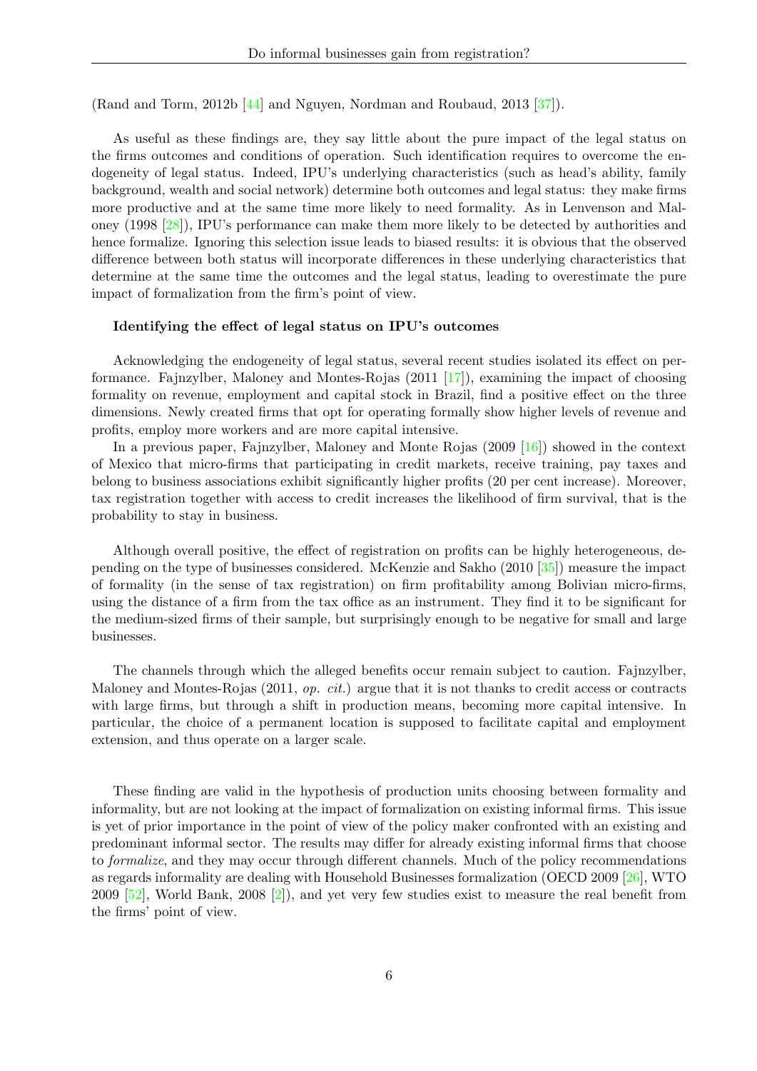(Rand and Torm, 2012b [44] and Nguyen, Nordman and Roubaud, 2013 [37]).

As useful as these findings are, they say little about the pure impact of the legal status on the firms outcomes and conditions of operation. Such identification requires to overcome the endogeneity of legal status. Indeed, IPU's underlying characteristics (such as head's ability, family background, wealth and social network) determine both outcomes and legal status: they make firms more productive and at the same time more likely to need formality. As in Lenvenson and Maloney (1998 [28]), IPU's performance can make them more likely to be detected by authorities and hence formalize. Ignoring this selection issue leads to biased results: it is obvious that the observed difference between both status will incorporate differences in these underlying characteristics that determine at the same time the outcomes and the legal status, leading to overestimate the pure impact of formalization from the firm's point of view.

**Identifying the effect of legal status on IPU's outcomes**

Acknowledging the endogeneity of legal status, several recent studies isolated its effect on performance. Fajnzylber, Maloney and Montes-Rojas (2011 [17]), examining the impact of choosing formality on revenue, employment and capital stock in Brazil, find a positive effect on the three dimensions. Newly created firms that opt for operating formally show higher levels of revenue and profits, employ more workers and are more capital intensive.

In a previous paper, Fajnzylber, Maloney and Monte Rojas (2009 [16]) showed in the context of Mexico that micro-firms that participating in credit markets, receive training, pay taxes and belong to business associations exhibit significantly higher profits (20 per cent increase). Moreover, tax registration together with access to credit increases the likelihood of firm survival, that is the probability to stay in business.

Although overall positive, the effect of registration on profits can be highly heterogeneous, depending on the type of businesses considered. McKenzie and Sakho (2010 [35]) measure the impact of formality (in the sense of tax registration) on firm profitability among Bolivian micro-firms, using the distance of a firm from the tax office as an instrument. They find it to be significant for the medium-sized firms of their sample, but surprisingly enough to be negative for small and large businesses.

The channels through which the alleged benefits occur remain subject to caution. Fajnzylber, Maloney and Montes-Rojas (2011, *op. cit.*) argue that it is not thanks to credit access or contracts with large firms, but through a shift in production means, becoming more capital intensive. In particular, the choice of a permanent location is supposed to facilitate capital and employment extension, and thus operate on a larger scale.

These finding are valid in the hypothesis of production units choosing between formality and informality, but are not looking at the impact of formalization on existing informal firms. This issue is yet of prior importance in the point of view of the policy maker confronted with an existing and predominant informal sector. The results may differ for already existing informal firms that choose to *formalize*, and they may occur through different channels. Much of the policy recommendations as regards informality are dealing with Household Businesses formalization (OECD 2009 [26], WTO 2009 [52], World Bank, 2008 [2]), and yet very few studies exist to measure the real benefit from the firms' point of view.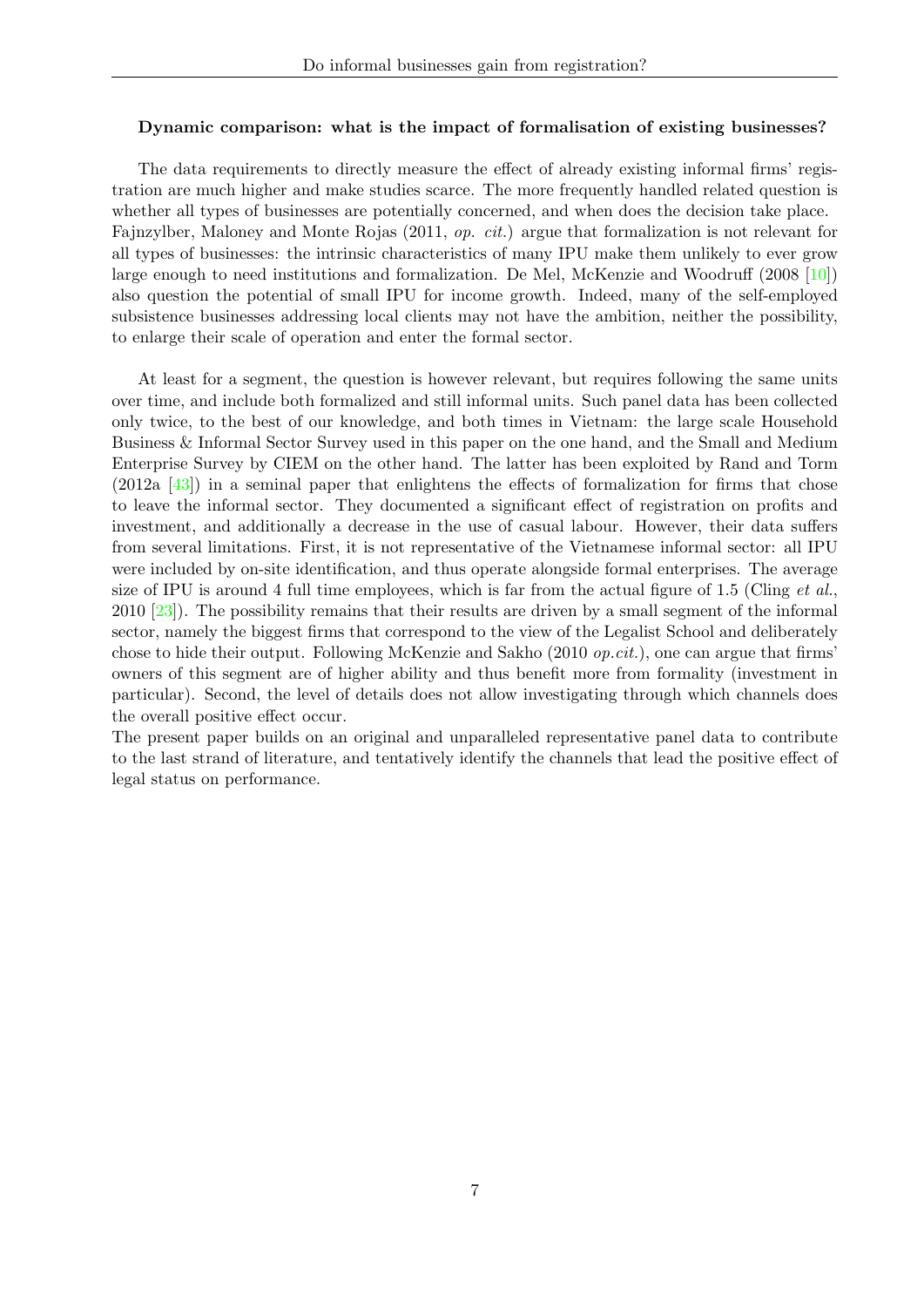**Dynamic comparison: what is the impact of formalisation of existing businesses?**

The data requirements to directly measure the effect of already existing informal firms' registration are much higher and make studies scarce. The more frequently handled related question is whether all types of businesses are potentially concerned, and when does the decision take place. Fajnzylber, Maloney and Monte Rojas (2011, *op. cit.*) argue that formalization is not relevant for all types of businesses: the intrinsic characteristics of many IPU make them unlikely to ever grow large enough to need institutions and formalization. De Mel, McKenzie and Woodruff (2008 [10]) also question the potential of small IPU for income growth. Indeed, many of the self-employed subsistence businesses addressing local clients may not have the ambition, neither the possibility, to enlarge their scale of operation and enter the formal sector.

At least for a segment, the question is however relevant, but requires following the same units over time, and include both formalized and still informal units. Such panel data has been collected only twice, to the best of our knowledge, and both times in Vietnam: the large scale Household Business & Informal Sector Survey used in this paper on the one hand, and the Small and Medium Enterprise Survey by CIEM on the other hand. The latter has been exploited by Rand and Torm (2012a [43]) in a seminal paper that enlightens the effects of formalization for firms that chose to leave the informal sector. They documented a significant effect of registration on profits and investment, and additionally a decrease in the use of casual labour. However, their data suffers from several limitations. First, it is not representative of the Vietnamese informal sector: all IPU were included by on-site identification, and thus operate alongside formal enterprises. The average size of IPU is around 4 full time employees, which is far from the actual figure of 1.5 (Cling *et al.*, 2010 [23]). The possibility remains that their results are driven by a small segment of the informal sector, namely the biggest firms that correspond to the view of the Legalist School and deliberately chose to hide their output. Following McKenzie and Sakho (2010 *op.cit.*), one can argue that firms' owners of this segment are of higher ability and thus benefit more from formality (investment in particular). Second, the level of details does not allow investigating through which channels does the overall positive effect occur.
The present paper builds on an original and unparalleled representative panel data to contribute to the last strand of literature, and tentatively identify the channels that lead the positive effect of legal status on performance.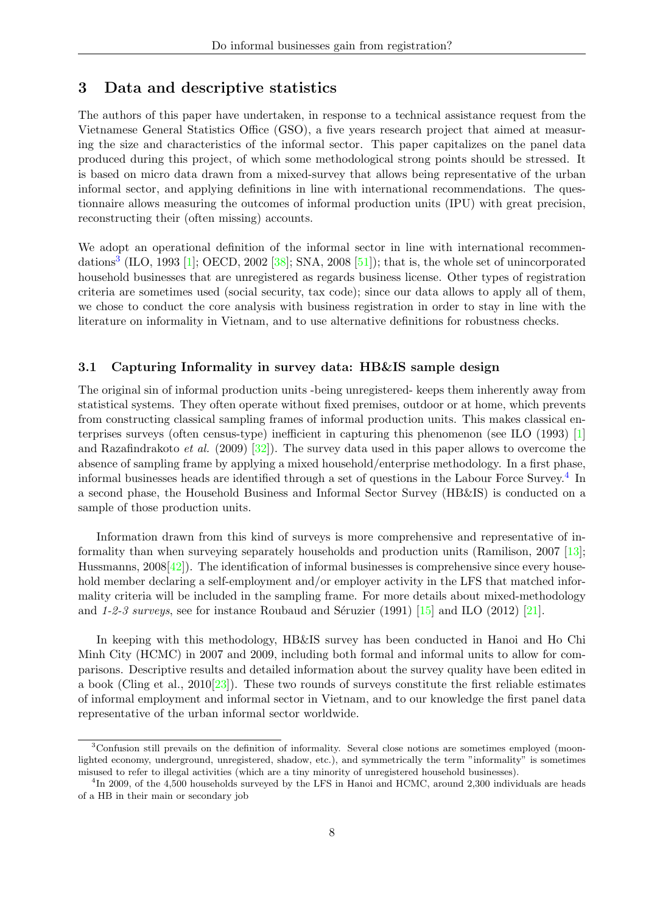## 3 Data and descriptive statistics

The authors of this paper have undertaken, in response to a technical assistance request from the Vietnamese General Statistics Office (GSO), a five years research project that aimed at measuring the size and characteristics of the informal sector. This paper capitalizes on the panel data produced during this project, of which some methodological strong points should be stressed. It is based on micro data drawn from a mixed-survey that allows being representative of the urban informal sector, and applying definitions in line with international recommendations. The questionnaire allows measuring the outcomes of informal production units (IPU) with great precision, reconstructing their (often missing) accounts.

We adopt an operational definition of the informal sector in line with international recommendations[3] (ILO, 1993 [1]; OECD, 2002 [38]; SNA, 2008 [51]); that is, the whole set of unincorporated household businesses that are unregistered as regards business license. Other types of registration criteria are sometimes used (social security, tax code); since our data allows to apply all of them, we chose to conduct the core analysis with business registration in order to stay in line with the literature on informality in Vietnam, and to use alternative definitions for robustness checks.

### 3.1 Capturing Informality in survey data: HB&IS sample design

The original sin of informal production units -being unregistered- keeps them inherently away from statistical systems. They often operate without fixed premises, outdoor or at home, which prevents from constructing classical sampling frames of informal production units. This makes classical enterprises surveys (often census-type) inefficient in capturing this phenomenon (see ILO (1993) [1] and Razafindrakoto *et al.* (2009) [32]). The survey data used in this paper allows to overcome the absence of sampling frame by applying a mixed household/enterprise methodology. In a first phase, informal businesses heads are identified through a set of questions in the Labour Force Survey.[4] In a second phase, the Household Business and Informal Sector Survey (HB&IS) is conducted on a sample of those production units.

Information drawn from this kind of surveys is more comprehensive and representative of informality than when surveying separately households and production units (Ramilison, 2007 [13]; Hussmanns, 2008[42]). The identification of informal businesses is comprehensive since every household member declaring a self-employment and/or employer activity in the LFS that matched informality criteria will be included in the sampling frame. For more details about mixed-methodology and *1-2-3 surveys*, see for instance Roubaud and Séruzier (1991) [15] and ILO (2012) [21].

In keeping with this methodology, HB&IS survey has been conducted in Hanoi and Ho Chi Minh City (HCMC) in 2007 and 2009, including both formal and informal units to allow for comparisons. Descriptive results and detailed information about the survey quality have been edited in a book (Cling et al., 2010[23]). These two rounds of surveys constitute the first reliable estimates of informal employment and informal sector in Vietnam, and to our knowledge the first panel data representative of the urban informal sector worldwide.

---

[3] Confusion still prevails on the definition of informality. Several close notions are sometimes employed (moonlighted economy, underground, unregistered, shadow, etc.), and symmetrically the term "informality" is sometimes misused to refer to illegal activities (which are a tiny minority of unregistered household businesses).

[4] In 2009, of the 4,500 households surveyed by the LFS in Hanoi and HCMC, around 2,300 individuals are heads of a HB in their main or secondary job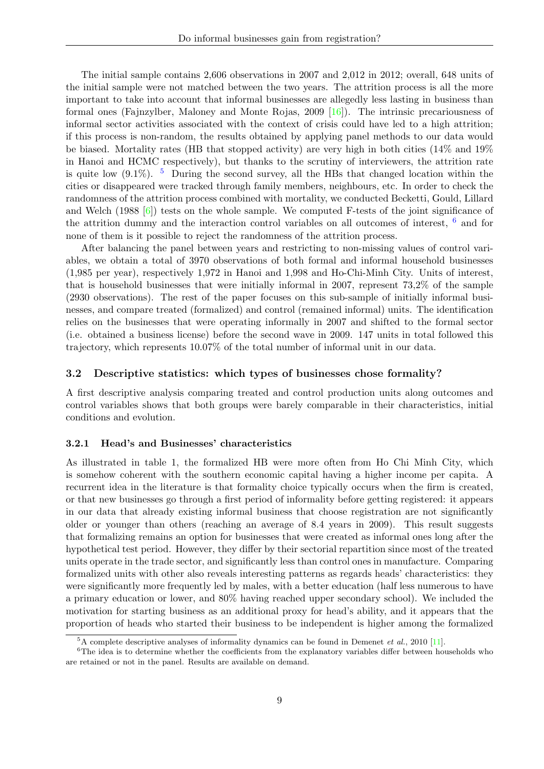The initial sample contains 2,606 observations in 2007 and 2,012 in 2012; overall, 648 units of the initial sample were not matched between the two years. The attrition process is all the more important to take into account that informal businesses are allegedly less lasting in business than formal ones (Fajnzylber, Maloney and Monte Rojas, 2009 [16]). The intrinsic precariousness of informal sector activities associated with the context of crisis could have led to a high attrition; if this process is non-random, the results obtained by applying panel methods to our data would be biased. Mortality rates (HB that stopped activity) are very high in both cities (14% and 19% in Hanoi and HCMC respectively), but thanks to the scrutiny of interviewers, the attrition rate is quite low (9.1%). [5] During the second survey, all the HBs that changed location within the cities or disappeared were tracked through family members, neighbours, etc. In order to check the randomness of the attrition process combined with mortality, we conducted Becketti, Gould, Lillard and Welch (1988 [6]) tests on the whole sample. We computed F-tests of the joint significance of the attrition dummy and the interaction control variables on all outcomes of interest, [6] and for none of them is it possible to reject the randomness of the attrition process.

After balancing the panel between years and restricting to non-missing values of control variables, we obtain a total of 3970 observations of both formal and informal household businesses (1,985 per year), respectively 1,972 in Hanoi and 1,998 and Ho-Chi-Minh City. Units of interest, that is household businesses that were initially informal in 2007, represent 73,2% of the sample (2930 observations). The rest of the paper focuses on this sub-sample of initially informal businesses, and compare treated (formalized) and control (remained informal) units. The identification relies on the businesses that were operating informally in 2007 and shifted to the formal sector (i.e. obtained a business license) before the second wave in 2009. 147 units in total followed this trajectory, which represents 10.07% of the total number of informal unit in our data.

### 3.2 Descriptive statistics: which types of businesses chose formality?

A first descriptive analysis comparing treated and control production units along outcomes and control variables shows that both groups were barely comparable in their characteristics, initial conditions and evolution.

#### 3.2.1 Head's and Businesses' characteristics

As illustrated in table 1, the formalized HB were more often from Ho Chi Minh City, which is somehow coherent with the southern economic capital having a higher income per capita. A recurrent idea in the literature is that formality choice typically occurs when the firm is created, or that new businesses go through a first period of informality before getting registered: it appears in our data that already existing informal business that choose registration are not significantly older or younger than others (reaching an average of 8.4 years in 2009). This result suggests that formalizing remains an option for businesses that were created as informal ones long after the hypothetical test period. However, they differ by their sectorial repartition since most of the treated units operate in the trade sector, and significantly less than control ones in manufacture. Comparing formalized units with other also reveals interesting patterns as regards heads' characteristics: they were significantly more frequently led by males, with a better education (half less numerous to have a primary education or lower, and 80% having reached upper secondary school). We included the motivation for starting business as an additional proxy for head's ability, and it appears that the proportion of heads who started their business to be independent is higher among the formalized

[5] A complete descriptive analyses of informality dynamics can be found in Demenet *et al.*, 2010 [11].

[6] The idea is to determine whether the coefficients from the explanatory variables differ between households who are retained or not in the panel. Results are available on demand.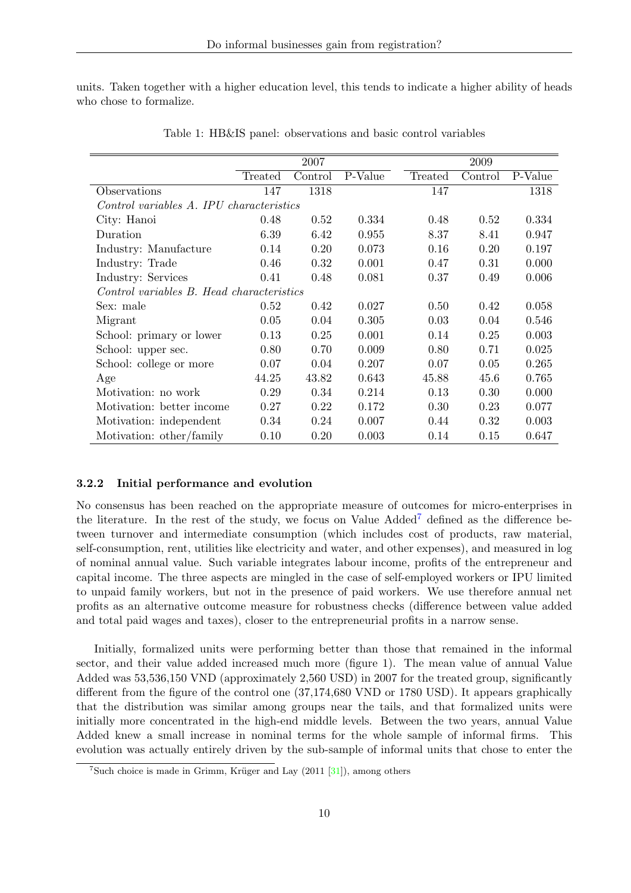units. Taken together with a higher education level, this tends to indicate a higher ability of heads who chose to formalize.

Table 1: HB&IS panel: observations and basic control variables

| | 2007 | | | 2009 | | |
|---|---|---|---|---|---|---|
| | Treated | Control | P-Value | Treated | Control | P-Value |
| Observations | 147 | 1318 | | 147 | | 1318 |
| *Control variables A. IPU characteristics* | | | | | | |
| City: Hanoi | 0.48 | 0.52 | 0.334 | 0.48 | 0.52 | 0.334 |
| Duration | 6.39 | 6.42 | 0.955 | 8.37 | 8.41 | 0.947 |
| Industry: Manufacture | 0.14 | 0.20 | 0.073 | 0.16 | 0.20 | 0.197 |
| Industry: Trade | 0.46 | 0.32 | 0.001 | 0.47 | 0.31 | 0.000 |
| Industry: Services | 0.41 | 0.48 | 0.081 | 0.37 | 0.49 | 0.006 |
| *Control variables B. Head characteristics* | | | | | | |
| Sex: male | 0.52 | 0.42 | 0.027 | 0.50 | 0.42 | 0.058 |
| Migrant | 0.05 | 0.04 | 0.305 | 0.03 | 0.04 | 0.546 |
| School: primary or lower | 0.13 | 0.25 | 0.001 | 0.14 | 0.25 | 0.003 |
| School: upper sec. | 0.80 | 0.70 | 0.009 | 0.80 | 0.71 | 0.025 |
| School: college or more | 0.07 | 0.04 | 0.207 | 0.07 | 0.05 | 0.265 |
| Age | 44.25 | 43.82 | 0.643 | 45.88 | 45.6 | 0.765 |
| Motivation: no work | 0.29 | 0.34 | 0.214 | 0.13 | 0.30 | 0.000 |
| Motivation: better income | 0.27 | 0.22 | 0.172 | 0.30 | 0.23 | 0.077 |
| Motivation: independent | 0.34 | 0.24 | 0.007 | 0.44 | 0.32 | 0.003 |
| Motivation: other/family | 0.10 | 0.20 | 0.003 | 0.14 | 0.15 | 0.647 |

### 3.2.2 Initial performance and evolution

No consensus has been reached on the appropriate measure of outcomes for micro-enterprises in the literature. In the rest of the study, we focus on Value Added[7] defined as the difference between turnover and intermediate consumption (which includes cost of products, raw material, self-consumption, rent, utilities like electricity and water, and other expenses), and measured in log of nominal annual value. Such variable integrates labour income, profits of the entrepreneur and capital income. The three aspects are mingled in the case of self-employed workers or IPU limited to unpaid family workers, but not in the presence of paid workers. We use therefore annual net profits as an alternative outcome measure for robustness checks (difference between value added and total paid wages and taxes), closer to the entrepreneurial profits in a narrow sense.

Initially, formalized units were performing better than those that remained in the informal sector, and their value added increased much more (figure 1). The mean value of annual Value Added was 53,536,150 VND (approximately 2,560 USD) in 2007 for the treated group, significantly different from the figure of the control one (37,174,680 VND or 1780 USD). It appears graphically that the distribution was similar among groups near the tails, and that formalized units were initially more concentrated in the high-end middle levels. Between the two years, annual Value Added knew a small increase in nominal terms for the whole sample of informal firms. This evolution was actually entirely driven by the sub-sample of informal units that chose to enter the

[7] Such choice is made in Grimm, Krüger and Lay (2011 [31]), among others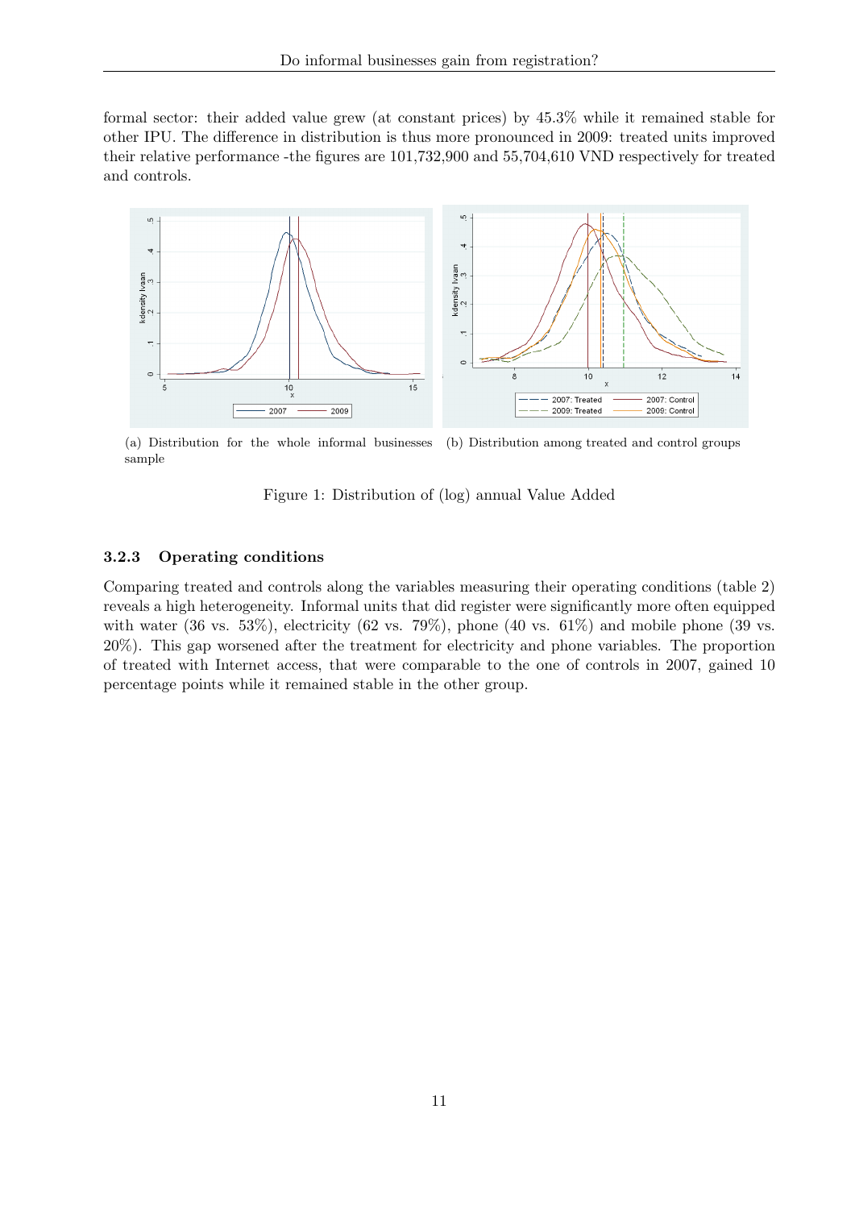formal sector: their added value grew (at constant prices) by 45.3% while it remained stable for other IPU. The difference in distribution is thus more pronounced in 2009: treated units improved their relative performance -the figures are 101,732,900 and 55,704,610 VND respectively for treated and controls.

(a) Distribution for the whole informal businesses sample

(b) Distribution among treated and control groups

Figure 1: Distribution of (log) annual Value Added

### 3.2.3 Operating conditions

Comparing treated and controls along the variables measuring their operating conditions (table 2) reveals a high heterogeneity. Informal units that did register were significantly more often equipped with water (36 vs. 53%), electricity (62 vs. 79%), phone (40 vs. 61%) and mobile phone (39 vs. 20%). This gap worsened after the treatment for electricity and phone variables. The proportion of treated with Internet access, that were comparable to the one of controls in 2007, gained 10 percentage points while it remained stable in the other group.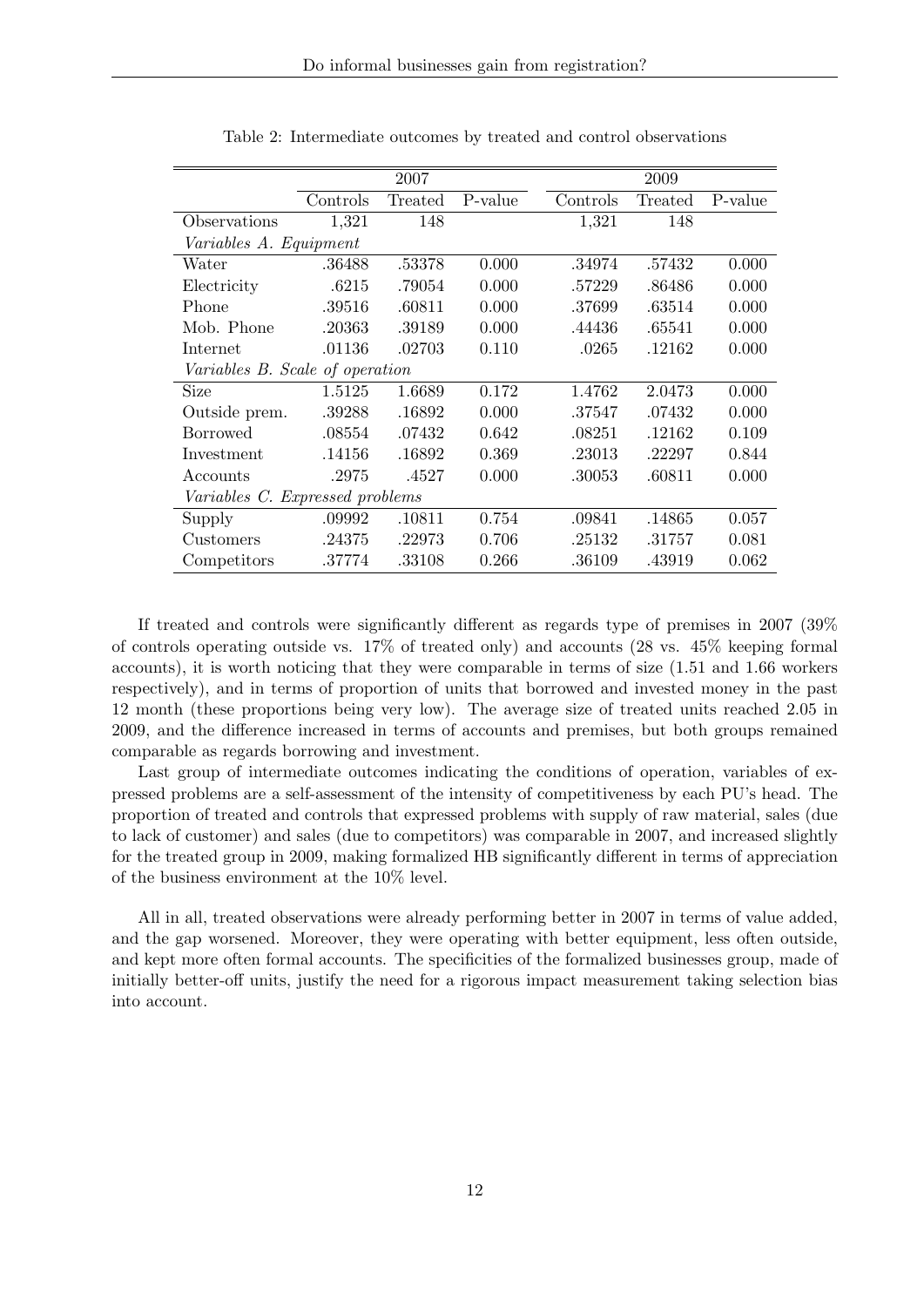Table 2: Intermediate outcomes by treated and control observations

| | 2007 | | | 2009 | | |
|---|---|---|---|---|---|---|
| | Controls | Treated | P-value | Controls | Treated | P-value |
| Observations | 1,321 | 148 | | 1,321 | 148 | |
| *Variables A. Equipment* | | | | | | |
| Water | .36488 | .53378 | 0.000 | .34974 | .57432 | 0.000 |
| Electricity | .6215 | .79054 | 0.000 | .57229 | .86486 | 0.000 |
| Phone | .39516 | .60811 | 0.000 | .37699 | .63514 | 0.000 |
| Mob. Phone | .20363 | .39189 | 0.000 | .44436 | .65541 | 0.000 |
| Internet | .01136 | .02703 | 0.110 | .0265 | .12162 | 0.000 |
| *Variables B. Scale of operation* | | | | | | |
| Size | 1.5125 | 1.6689 | 0.172 | 1.4762 | 2.0473 | 0.000 |
| Outside prem. | .39288 | .16892 | 0.000 | .37547 | .07432 | 0.000 |
| Borrowed | .08554 | .07432 | 0.642 | .08251 | .12162 | 0.109 |
| Investment | .14156 | .16892 | 0.369 | .23013 | .22297 | 0.844 |
| Accounts | .2975 | .4527 | 0.000 | .30053 | .60811 | 0.000 |
| *Variables C. Expressed problems* | | | | | | |
| Supply | .09992 | .10811 | 0.754 | .09841 | .14865 | 0.057 |
| Customers | .24375 | .22973 | 0.706 | .25132 | .31757 | 0.081 |
| Competitors | .37774 | .33108 | 0.266 | .36109 | .43919 | 0.062 |

If treated and controls were significantly different as regards type of premises in 2007 (39% of controls operating outside vs. 17% of treated only) and accounts (28 vs. 45% keeping formal accounts), it is worth noticing that they were comparable in terms of size (1.51 and 1.66 workers respectively), and in terms of proportion of units that borrowed and invested money in the past 12 month (these proportions being very low). The average size of treated units reached 2.05 in 2009, and the difference increased in terms of accounts and premises, but both groups remained comparable as regards borrowing and investment.

Last group of intermediate outcomes indicating the conditions of operation, variables of expressed problems are a self-assessment of the intensity of competitiveness by each PU's head. The proportion of treated and controls that expressed problems with supply of raw material, sales (due to lack of customer) and sales (due to competitors) was comparable in 2007, and increased slightly for the treated group in 2009, making formalized HB significantly different in terms of appreciation of the business environment at the 10% level.

All in all, treated observations were already performing better in 2007 in terms of value added, and the gap worsened. Moreover, they were operating with better equipment, less often outside, and kept more often formal accounts. The specificities of the formalized businesses group, made of initially better-off units, justify the need for a rigorous impact measurement taking selection bias into account.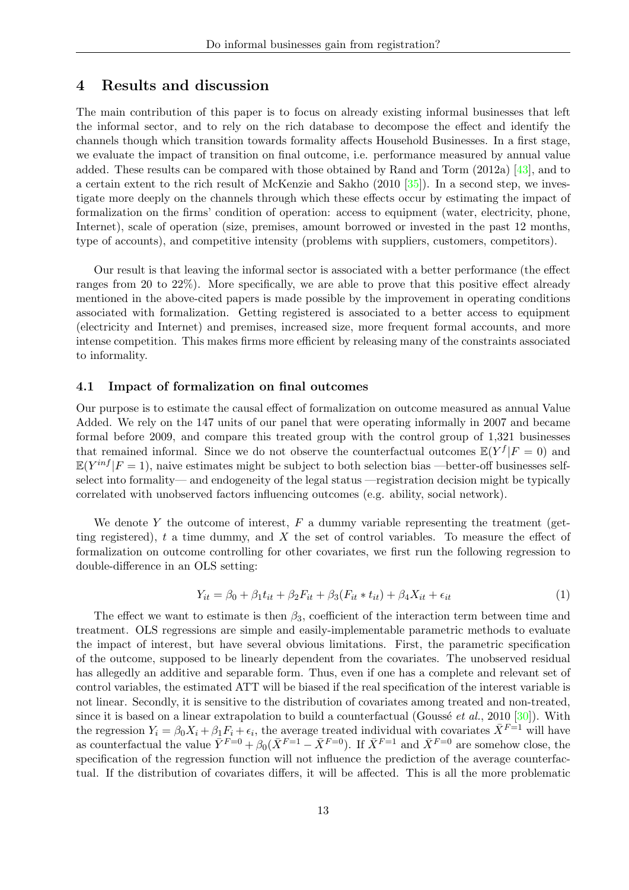## 4 Results and discussion

The main contribution of this paper is to focus on already existing informal businesses that left the informal sector, and to rely on the rich database to decompose the effect and identify the channels though which transition towards formality affects Household Businesses. In a first stage, we evaluate the impact of transition on final outcome, i.e. performance measured by annual value added. These results can be compared with those obtained by Rand and Torm (2012a) [43], and to a certain extent to the rich result of McKenzie and Sakho (2010 [35]). In a second step, we investigate more deeply on the channels through which these effects occur by estimating the impact of formalization on the firms' condition of operation: access to equipment (water, electricity, phone, Internet), scale of operation (size, premises, amount borrowed or invested in the past 12 months, type of accounts), and competitive intensity (problems with suppliers, customers, competitors).

Our result is that leaving the informal sector is associated with a better performance (the effect ranges from 20 to 22%). More specifically, we are able to prove that this positive effect already mentioned in the above-cited papers is made possible by the improvement in operating conditions associated with formalization. Getting registered is associated to a better access to equipment (electricity and Internet) and premises, increased size, more frequent formal accounts, and more intense competition. This makes firms more efficient by releasing many of the constraints associated to informality.

### 4.1 Impact of formalization on final outcomes

Our purpose is to estimate the causal effect of formalization on outcome measured as annual Value Added. We rely on the 147 units of our panel that were operating informally in 2007 and became formal before 2009, and compare this treated group with the control group of 1,321 businesses that remained informal. Since we do not observe the counterfactual outcomes $\mathbb{E}(Y^f|F=0)$ and $\mathbb{E}(Y^{inf}|F=1)$, naive estimates might be subject to both selection bias —better-off businesses self-select into formality— and endogeneity of the legal status —registration decision might be typically correlated with unobserved factors influencing outcomes (e.g. ability, social network).

We denote $Y$ the outcome of interest, $F$ a dummy variable representing the treatment (getting registered), $t$ a time dummy, and $X$ the set of control variables. To measure the effect of formalization on outcome controlling for other covariates, we first run the following regression to double-difference in an OLS setting:

$$Y_{it} = \beta_0 + \beta_1 t_{it} + \beta_2 F_{it} + \beta_3 (F_{it} * t_{it}) + \beta_4 X_{it} + \epsilon_{it} \tag{1}$$

The effect we want to estimate is then $\beta_3$, coefficient of the interaction term between time and treatment. OLS regressions are simple and easily-implementable parametric methods to evaluate the impact of interest, but have several obvious limitations. First, the parametric specification of the outcome, supposed to be linearly dependent from the covariates. The unobserved residual has allegedly an additive and separable form. Thus, even if one has a complete and relevant set of control variables, the estimated ATT will be biased if the real specification of the interest variable is not linear. Secondly, it is sensitive to the distribution of covariates among treated and non-treated, since it is based on a linear extrapolation to build a counterfactual (Goussé *et al.*, 2010 [30]). With the regression $Y_i = \beta_0 X_i + \beta_1 F_i + \epsilon_i$, the average treated individual with covariates $\bar{X}^{F=1}$ will have as counterfactual the value $\bar{Y}^{F=0} + \beta_0(\bar{X}^{F=1} - \bar{X}^{F=0})$. If $\bar{X}^{F=1}$ and $\bar{X}^{F=0}$ are somehow close, the specification of the regression function will not influence the prediction of the average counterfactual. If the distribution of covariates differs, it will be affected. This is all the more problematic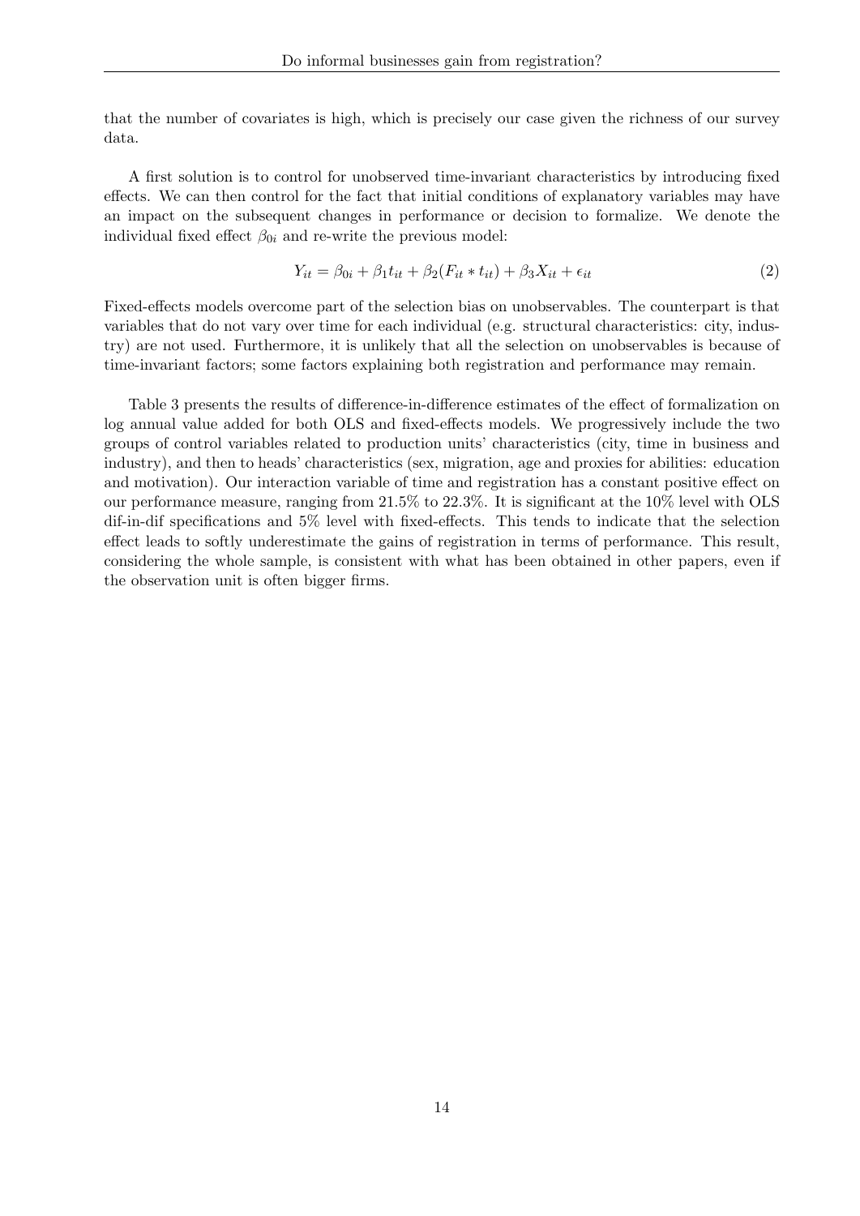that the number of covariates is high, which is precisely our case given the richness of our survey data.

A first solution is to control for unobserved time-invariant characteristics by introducing fixed effects. We can then control for the fact that initial conditions of explanatory variables may have an impact on the subsequent changes in performance or decision to formalize. We denote the individual fixed effect $\beta_{0i}$ and re-write the previous model:

$$Y_{it} = \beta_{0i} + \beta_1 t_{it} + \beta_2 (F_{it} * t_{it}) + \beta_3 X_{it} + \epsilon_{it} \tag{2}$$

Fixed-effects models overcome part of the selection bias on unobservables. The counterpart is that variables that do not vary over time for each individual (e.g. structural characteristics: city, industry) are not used. Furthermore, it is unlikely that all the selection on unobservables is because of time-invariant factors; some factors explaining both registration and performance may remain.

Table 3 presents the results of difference-in-difference estimates of the effect of formalization on log annual value added for both OLS and fixed-effects models. We progressively include the two groups of control variables related to production units' characteristics (city, time in business and industry), and then to heads' characteristics (sex, migration, age and proxies for abilities: education and motivation). Our interaction variable of time and registration has a constant positive effect on our performance measure, ranging from 21.5% to 22.3%. It is significant at the 10% level with OLS dif-in-dif specifications and 5% level with fixed-effects. This tends to indicate that the selection effect leads to softly underestimate the gains of registration in terms of performance. This result, considering the whole sample, is consistent with what has been obtained in other papers, even if the observation unit is often bigger firms.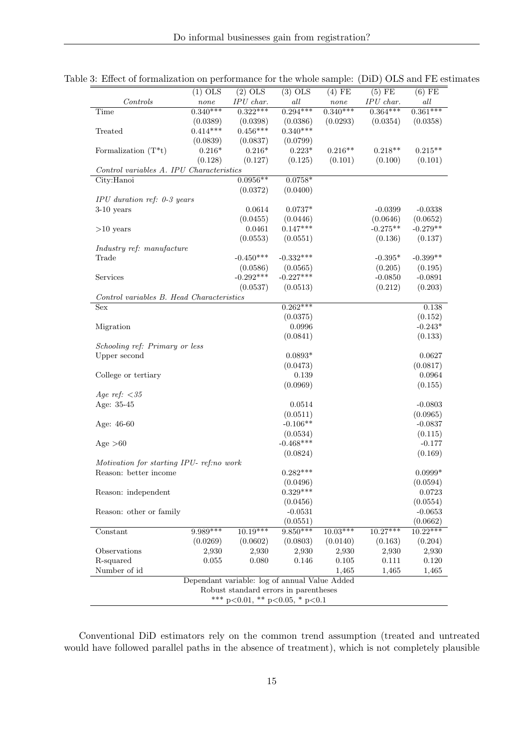Table 3: Effect of formalization on performance for the whole sample: (DiD) OLS and FE estimates

| | (1) OLS | (2) OLS | (3) OLS | (4) FE | (5) FE | (6) FE |
|---|---|---|---|---|---|---|
| *Controls* | *none* | *IPU char.* | *all* | *none* | *IPU char.* | *all* |
| Time | 0.340*** | 0.322*** | 0.294*** | 0.340*** | 0.364*** | 0.361*** |
| | (0.0389) | (0.0398) | (0.0386) | (0.0293) | (0.0354) | (0.0358) |
| Treated | 0.414*** | 0.456*** | 0.340*** | | | |
| | (0.0839) | (0.0837) | (0.0799) | | | |
| Formalization (T*t) | 0.216* | 0.216* | 0.223* | 0.216** | 0.218** | 0.215** |
| | (0.128) | (0.127) | (0.125) | (0.101) | (0.100) | (0.101) |
| *Control variables A. IPU Characteristics* | | | | | | |
| City:Hanoi | | 0.0956** | 0.0758* | | | |
| | | (0.0372) | (0.0400) | | | |
| *IPU duration ref: 0-3 years* | | | | | | |
| 3-10 years | | 0.0614 | 0.0737* | | -0.0399 | -0.0338 |
| | | (0.0455) | (0.0446) | | (0.0646) | (0.0652) |
| >10 years | | 0.0461 | 0.147*** | | -0.275** | -0.279** |
| | | (0.0553) | (0.0551) | | (0.136) | (0.137) |
| *Industry ref: manufacture* | | | | | | |
| Trade | | -0.450*** | -0.332*** | | -0.395* | -0.399** |
| | | (0.0586) | (0.0565) | | (0.205) | (0.195) |
| Services | | -0.292*** | -0.227*** | | -0.0850 | -0.0891 |
| | | (0.0537) | (0.0513) | | (0.212) | (0.203) |
| *Control variables B. Head Characteristics* | | | | | | |
| Sex | | | 0.262*** | | | 0.138 |
| | | | (0.0375) | | | (0.152) |
| Migration | | | 0.0996 | | | -0.243* |
| | | | (0.0841) | | | (0.133) |
| *Schooling ref: Primary or less* | | | | | | |
| Upper second | | | 0.0893* | | | 0.0627 |
| | | | (0.0473) | | | (0.0817) |
| College or tertiary | | | 0.139 | | | 0.0964 |
| | | | (0.0969) | | | (0.155) |
| *Age ref: <35* | | | | | | |
| Age: 35-45 | | | 0.0514 | | | -0.0803 |
| | | | (0.0511) | | | (0.0965) |
| Age: 46-60 | | | -0.106** | | | -0.0837 |
| | | | (0.0534) | | | (0.115) |
| Age >60 | | | -0.468*** | | | -0.177 |
| | | | (0.0824) | | | (0.169) |
| *Motivation for starting IPU- ref:no work* | | | | | | |
| Reason: better income | | | 0.282*** | | | 0.0999* |
| | | | (0.0496) | | | (0.0594) |
| Reason: independent | | | 0.329*** | | | 0.0723 |
| | | | (0.0456) | | | (0.0554) |
| Reason: other or family | | | -0.0531 | | | -0.0653 |
| | | | (0.0551) | | | (0.0662) |
| Constant | 9.989*** | 10.19*** | 9.850*** | 10.03*** | 10.27*** | 10.22*** |
| | (0.0269) | (0.0602) | (0.0803) | (0.0140) | (0.163) | (0.204) |
| Observations | 2,930 | 2,930 | 2,930 | 2,930 | 2,930 | 2,930 |
| R-squared | 0.055 | 0.080 | 0.146 | 0.105 | 0.111 | 0.120 |
| Number of id | | | | 1,465 | 1,465 | 1,465 |

Dependant variable: log of annual Value Added
Robust standard errors in parentheses
*** p<0.01, ** p<0.05, * p<0.1

Conventional DiD estimators rely on the common trend assumption (treated and untreated would have followed parallel paths in the absence of treatment), which is not completely plausible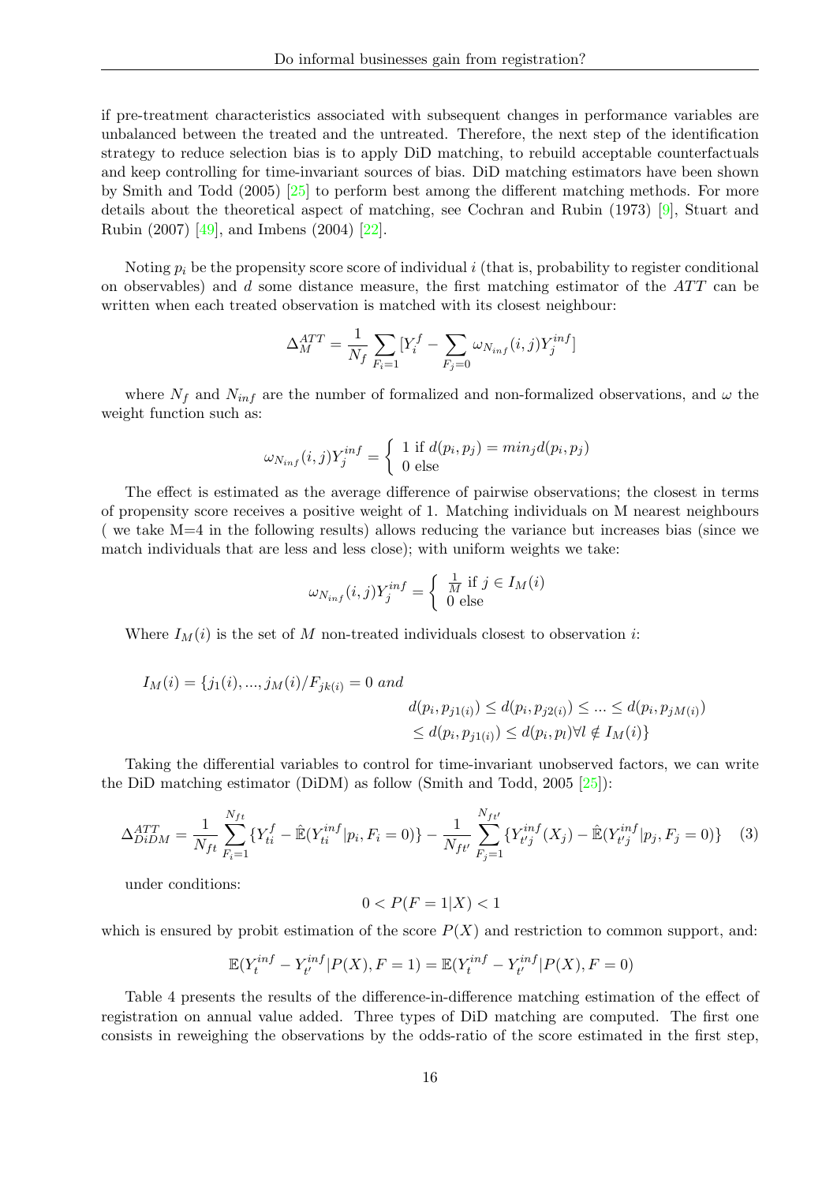if pre-treatment characteristics associated with subsequent changes in performance variables are unbalanced between the treated and the untreated. Therefore, the next step of the identification strategy to reduce selection bias is to apply DiD matching, to rebuild acceptable counterfactuals and keep controlling for time-invariant sources of bias. DiD matching estimators have been shown by Smith and Todd (2005) [25] to perform best among the different matching methods. For more details about the theoretical aspect of matching, see Cochran and Rubin (1973) [9], Stuart and Rubin (2007) [49], and Imbens (2004) [22].

Noting $p_i$ be the propensity score score of individual $i$ (that is, probability to register conditional on observables) and $d$ some distance measure, the first matching estimator of the $ATT$ can be written when each treated observation is matched with its closest neighbour:

$$\Delta_M^{ATT} = \frac{1}{N_f} \sum_{F_i=1} [Y_i^f - \sum_{F_j=0} \omega_{N_{inf}}(i,j) Y_j^{inf}]$$

where $N_f$ and $N_{inf}$ are the number of formalized and non-formalized observations, and $\omega$ the weight function such as:

$$\omega_{N_{inf}}(i,j) Y_j^{inf} = \begin{cases} 1 \text{ if } d(p_i, p_j) = min_j d(p_i, p_j) \\ 0 \text{ else} \end{cases}$$

The effect is estimated as the average difference of pairwise observations; the closest in terms of propensity score receives a positive weight of 1. Matching individuals on M nearest neighbours ( we take M=4 in the following results) allows reducing the variance but increases bias (since we match individuals that are less and less close); with uniform weights we take:

$$\omega_{N_{inf}}(i,j) Y_j^{inf} = \begin{cases} \frac{1}{M} \text{ if } j \in I_M(i) \\ 0 \text{ else} \end{cases}$$

Where $I_M(i)$ is the set of $M$ non-treated individuals closest to observation $i$:

$$\begin{aligned} I_M(i) = \{j_1(i), ..., j_M(i) / F_{jk(i)} = 0 \; and \\ & d(p_i, p_{j1(i)}) \leq d(p_i, p_{j2(i)}) \leq ... \leq d(p_i, p_{jM(i)}) \\ & \leq d(p_i, p_{j1(i)}) \leq d(p_i, p_l) \forall l \notin I_M(i)\} \end{aligned}$$

Taking the differential variables to control for time-invariant unobserved factors, we can write the DiD matching estimator (DiDM) as follow (Smith and Todd, 2005 [25]):

$$\Delta_{DiDM}^{ATT} = \frac{1}{N_{ft}} \sum_{F_i=1}^{N_{ft}} \{Y_{ti}^f - \hat{\mathbb{E}}(Y_{ti}^{inf} | p_i, F_i = 0)\} - \frac{1}{N_{ft'}} \sum_{F_j=1}^{N_{ft'}} \{Y_{t'j}^{inf}(X_j) - \hat{\mathbb{E}}(Y_{t'j}^{inf} | p_j, F_j = 0)\} \quad (3)$$

under conditions:

$$0 < P(F = 1|X) < 1$$

which is ensured by probit estimation of the score $P(X)$ and restriction to common support, and:

$$\mathbb{E}(Y_t^{inf} - Y_{t'}^{inf} | P(X), F = 1) = \mathbb{E}(Y_t^{inf} - Y_{t'}^{inf} | P(X), F = 0)$$

Table 4 presents the results of the difference-in-difference matching estimation of the effect of registration on annual value added. Three types of DiD matching are computed. The first one consists in reweighing the observations by the odds-ratio of the score estimated in the first step,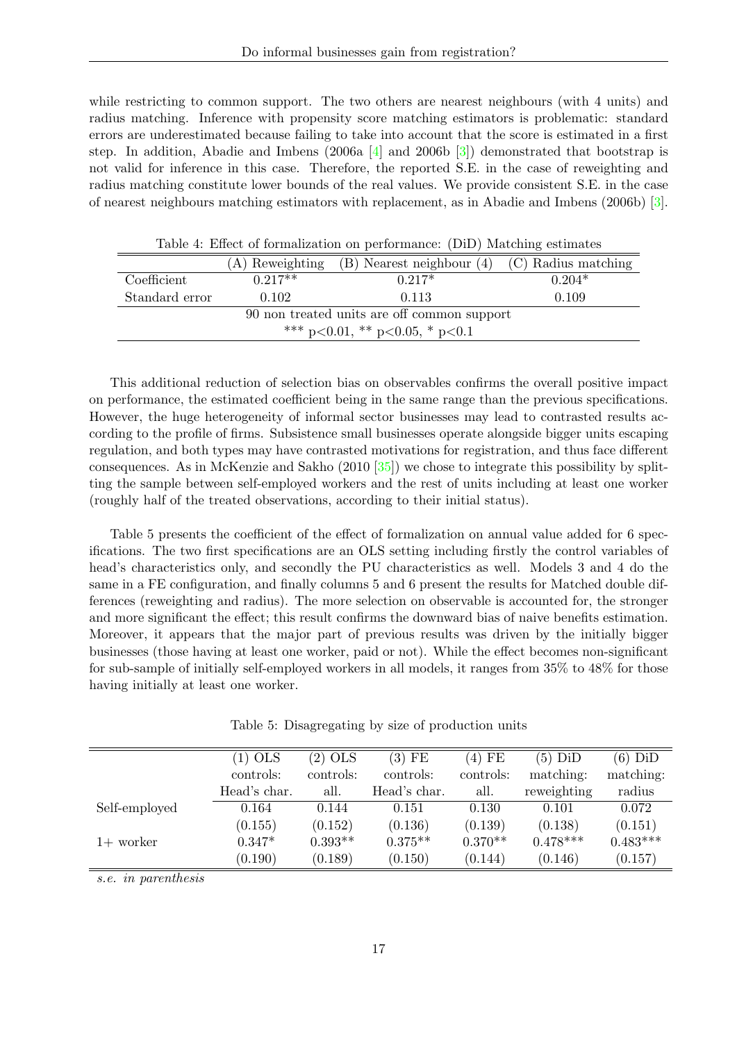while restricting to common support. The two others are nearest neighbours (with 4 units) and radius matching. Inference with propensity score matching estimators is problematic: standard errors are underestimated because failing to take into account that the score is estimated in a first step. In addition, Abadie and Imbens (2006a [4] and 2006b [3]) demonstrated that bootstrap is not valid for inference in this case. Therefore, the reported S.E. in the case of reweighting and radius matching constitute lower bounds of the real values. We provide consistent S.E. in the case of nearest neighbours matching estimators with replacement, as in Abadie and Imbens (2006b) [3].

Table 4: Effect of formalization on performance: (DiD) Matching estimates

| | (A) Reweighting | (B) Nearest neighbour (4) | (C) Radius matching |
|---|---|---|---|
| Coefficient | 0.217** | 0.217* | 0.204* |
| Standard error | 0.102 | 0.113 | 0.109 |
| 90 non treated units are off common support | | | |
| *** p<0.01, ** p<0.05, * p<0.1 | | | |

This additional reduction of selection bias on observables confirms the overall positive impact on performance, the estimated coefficient being in the same range than the previous specifications. However, the huge heterogeneity of informal sector businesses may lead to contrasted results according to the profile of firms. Subsistence small businesses operate alongside bigger units escaping regulation, and both types may have contrasted motivations for registration, and thus face different consequences. As in McKenzie and Sakho (2010 [35]) we chose to integrate this possibility by splitting the sample between self-employed workers and the rest of units including at least one worker (roughly half of the treated observations, according to their initial status).

Table 5 presents the coefficient of the effect of formalization on annual value added for 6 specifications. The two first specifications are an OLS setting including firstly the control variables of head's characteristics only, and secondly the PU characteristics as well. Models 3 and 4 do the same in a FE configuration, and finally columns 5 and 6 present the results for Matched double differences (reweighting and radius). The more selection on observable is accounted for, the stronger and more significant the effect; this result confirms the downward bias of naive benefits estimation. Moreover, it appears that the major part of previous results was driven by the initially bigger businesses (those having at least one worker, paid or not). While the effect becomes non-significant for sub-sample of initially self-employed workers in all models, it ranges from 35% to 48% for those having initially at least one worker.

Table 5: Disagregating by size of production units

| | (1) OLS controls: Head's char. | (2) OLS controls: all. | (3) FE controls: Head's char. | (4) FE controls: all. | (5) DiD matching: reweighting | (6) DiD matching: radius |
|---|---|---|---|---|---|---|
| Self-employed | 0.164 | 0.144 | 0.151 | 0.130 | 0.101 | 0.072 |
| | (0.155) | (0.152) | (0.136) | (0.139) | (0.138) | (0.151) |
| 1+ worker | 0.347* | 0.393** | 0.375** | 0.370** | 0.478*** | 0.483*** |
| | (0.190) | (0.189) | (0.150) | (0.144) | (0.146) | (0.157) |

*s.e. in parenthesis*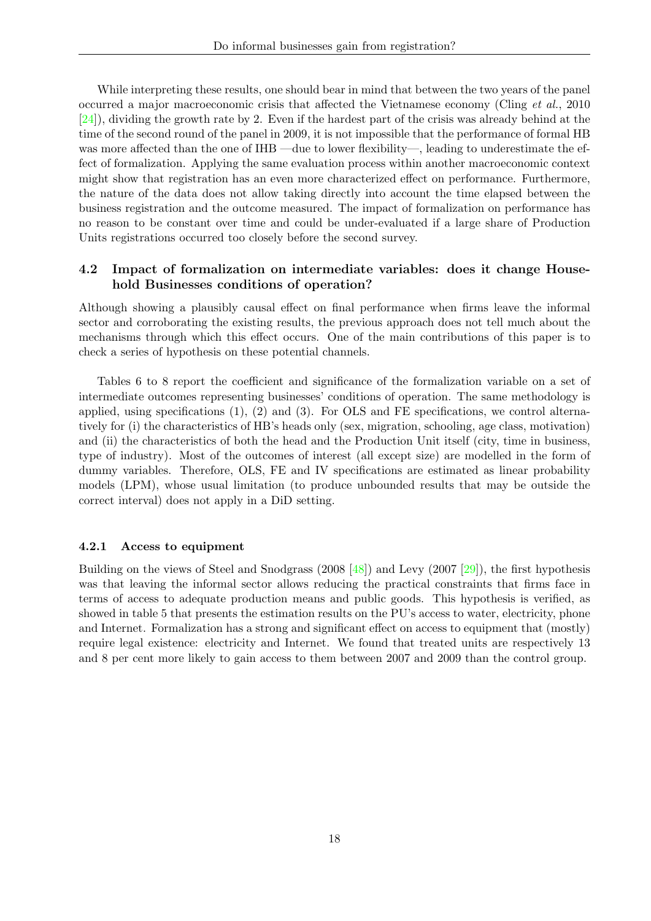While interpreting these results, one should bear in mind that between the two years of the panel occurred a major macroeconomic crisis that affected the Vietnamese economy (Cling *et al.*, 2010 [24]), dividing the growth rate by 2. Even if the hardest part of the crisis was already behind at the time of the second round of the panel in 2009, it is not impossible that the performance of formal HB was more affected than the one of IHB —due to lower flexibility—, leading to underestimate the effect of formalization. Applying the same evaluation process within another macroeconomic context might show that registration has an even more characterized effect on performance. Furthermore, the nature of the data does not allow taking directly into account the time elapsed between the business registration and the outcome measured. The impact of formalization on performance has no reason to be constant over time and could be under-evaluated if a large share of Production Units registrations occurred too closely before the second survey.

### 4.2 Impact of formalization on intermediate variables: does it change Household Businesses conditions of operation?

Although showing a plausibly causal effect on final performance when firms leave the informal sector and corroborating the existing results, the previous approach does not tell much about the mechanisms through which this effect occurs. One of the main contributions of this paper is to check a series of hypothesis on these potential channels.

Tables 6 to 8 report the coefficient and significance of the formalization variable on a set of intermediate outcomes representing businesses' conditions of operation. The same methodology is applied, using specifications (1), (2) and (3). For OLS and FE specifications, we control alternatively for (i) the characteristics of HB's heads only (sex, migration, schooling, age class, motivation) and (ii) the characteristics of both the head and the Production Unit itself (city, time in business, type of industry). Most of the outcomes of interest (all except size) are modelled in the form of dummy variables. Therefore, OLS, FE and IV specifications are estimated as linear probability models (LPM), whose usual limitation (to produce unbounded results that may be outside the correct interval) does not apply in a DiD setting.

#### 4.2.1 Access to equipment

Building on the views of Steel and Snodgrass (2008 [48]) and Levy (2007 [29]), the first hypothesis was that leaving the informal sector allows reducing the practical constraints that firms face in terms of access to adequate production means and public goods. This hypothesis is verified, as showed in table 5 that presents the estimation results on the PU's access to water, electricity, phone and Internet. Formalization has a strong and significant effect on access to equipment that (mostly) require legal existence: electricity and Internet. We found that treated units are respectively 13 and 8 per cent more likely to gain access to them between 2007 and 2009 than the control group.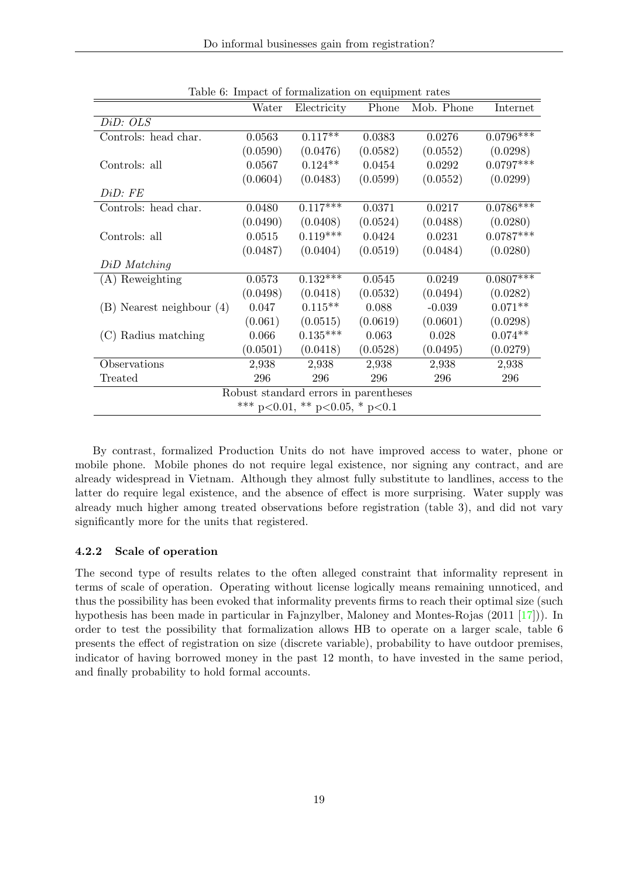Table 6: Impact of formalization on equipment rates

| | Water | Electricity | Phone | Mob. Phone | Internet |
|---|---|---|---|---|---|
| *DiD: OLS* | | | | | |
| Controls: head char. | 0.0563 | 0.117** | 0.0383 | 0.0276 | 0.0796*** |
| | (0.0590) | (0.0476) | (0.0582) | (0.0552) | (0.0298) |
| Controls: all | 0.0567 | 0.124** | 0.0454 | 0.0292 | 0.0797*** |
| | (0.0604) | (0.0483) | (0.0599) | (0.0552) | (0.0299) |
| *DiD: FE* | | | | | |
| Controls: head char. | 0.0480 | 0.117*** | 0.0371 | 0.0217 | 0.0786*** |
| | (0.0490) | (0.0408) | (0.0524) | (0.0488) | (0.0280) |
| Controls: all | 0.0515 | 0.119*** | 0.0424 | 0.0231 | 0.0787*** |
| | (0.0487) | (0.0404) | (0.0519) | (0.0484) | (0.0280) |
| *DiD Matching* | | | | | |
| (A) Reweighting | 0.0573 | 0.132*** | 0.0545 | 0.0249 | 0.0807*** |
| | (0.0498) | (0.0418) | (0.0532) | (0.0494) | (0.0282) |
| (B) Nearest neighbour (4) | 0.047 | 0.115** | 0.088 | -0.039 | 0.071** |
| | (0.061) | (0.0515) | (0.0619) | (0.0601) | (0.0298) |
| (C) Radius matching | 0.066 | 0.135*** | 0.063 | 0.028 | 0.074** |
| | (0.0501) | (0.0418) | (0.0528) | (0.0495) | (0.0279) |
| Observations | 2,938 | 2,938 | 2,938 | 2,938 | 2,938 |
| Treated | 296 | 296 | 296 | 296 | 296 |

Robust standard errors in parentheses
*** p<0.01, ** p<0.05, * p<0.1

By contrast, formalized Production Units do not have improved access to water, phone or mobile phone. Mobile phones do not require legal existence, nor signing any contract, and are already widespread in Vietnam. Although they almost fully substitute to landlines, access to the latter do require legal existence, and the absence of effect is more surprising. Water supply was already much higher among treated observations before registration (table 3), and did not vary significantly more for the units that registered.

#### 4.2.2 Scale of operation

The second type of results relates to the often alleged constraint that informality represent in terms of scale of operation. Operating without license logically means remaining unnoticed, and thus the possibility has been evoked that informality prevents firms to reach their optimal size (such hypothesis has been made in particular in Fajnzylber, Maloney and Montes-Rojas (2011 [17])). In order to test the possibility that formalization allows HB to operate on a larger scale, table 6 presents the effect of registration on size (discrete variable), probability to have outdoor premises, indicator of having borrowed money in the past 12 month, to have invested in the same period, and finally probability to hold formal accounts.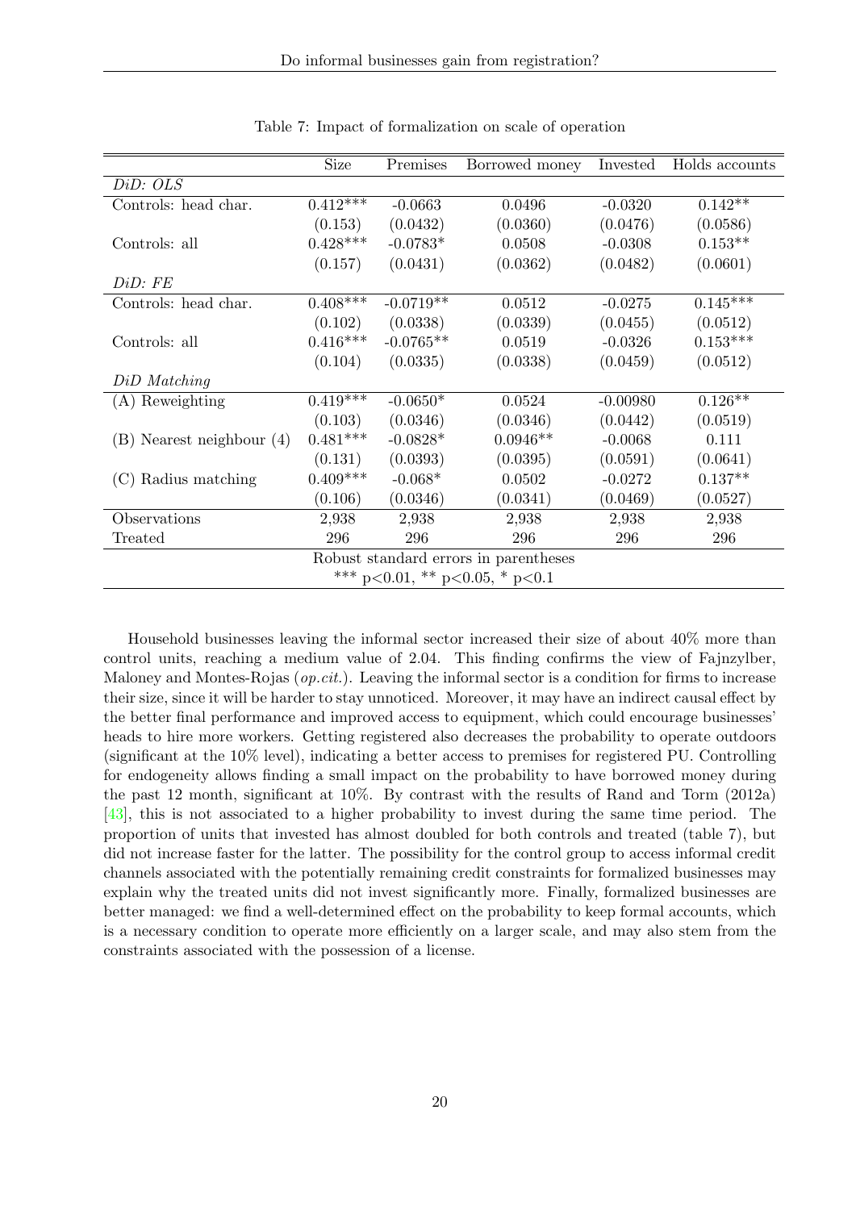Table 7: Impact of formalization on scale of operation

| | Size | Premises | Borrowed money | Invested | Holds accounts |
|---|---|---|---|---|---|
| *DiD: OLS* | | | | | |
| Controls: head char. | 0.412*** | -0.0663 | 0.0496 | -0.0320 | 0.142** |
| | (0.153) | (0.0432) | (0.0360) | (0.0476) | (0.0586) |
| Controls: all | 0.428*** | -0.0783* | 0.0508 | -0.0308 | 0.153** |
| | (0.157) | (0.0431) | (0.0362) | (0.0482) | (0.0601) |
| *DiD: FE* | | | | | |
| Controls: head char. | 0.408*** | -0.0719** | 0.0512 | -0.0275 | 0.145*** |
| | (0.102) | (0.0338) | (0.0339) | (0.0455) | (0.0512) |
| Controls: all | 0.416*** | -0.0765** | 0.0519 | -0.0326 | 0.153*** |
| | (0.104) | (0.0335) | (0.0338) | (0.0459) | (0.0512) |
| *DiD Matching* | | | | | |
| (A) Reweighting | 0.419*** | -0.0650* | 0.0524 | -0.00980 | 0.126** |
| | (0.103) | (0.0346) | (0.0346) | (0.0442) | (0.0519) |
| (B) Nearest neighbour (4) | 0.481*** | -0.0828* | 0.0946** | -0.0068 | 0.111 |
| | (0.131) | (0.0393) | (0.0395) | (0.0591) | (0.0641) |
| (C) Radius matching | 0.409*** | -0.068* | 0.0502 | -0.0272 | 0.137** |
| | (0.106) | (0.0346) | (0.0341) | (0.0469) | (0.0527) |
| Observations | 2,938 | 2,938 | 2,938 | 2,938 | 2,938 |
| Treated | 296 | 296 | 296 | 296 | 296 |

Robust standard errors in parentheses
*** p<0.01, ** p<0.05, * p<0.1

Household businesses leaving the informal sector increased their size of about 40% more than control units, reaching a medium value of 2.04. This finding confirms the view of Fajnzylber, Maloney and Montes-Rojas (*op.cit.*). Leaving the informal sector is a condition for firms to increase their size, since it will be harder to stay unnoticed. Moreover, it may have an indirect causal effect by the better final performance and improved access to equipment, which could encourage businesses' heads to hire more workers. Getting registered also decreases the probability to operate outdoors (significant at the 10% level), indicating a better access to premises for registered PU. Controlling for endogeneity allows finding a small impact on the probability to have borrowed money during the past 12 month, significant at 10%. By contrast with the results of Rand and Torm (2012a) [43], this is not associated to a higher probability to invest during the same time period. The proportion of units that invested has almost doubled for both controls and treated (table 7), but did not increase faster for the latter. The possibility for the control group to access informal credit channels associated with the potentially remaining credit constraints for formalized businesses may explain why the treated units did not invest significantly more. Finally, formalized businesses are better managed: we find a well-determined effect on the probability to keep formal accounts, which is a necessary condition to operate more efficiently on a larger scale, and may also stem from the constraints associated with the possession of a license.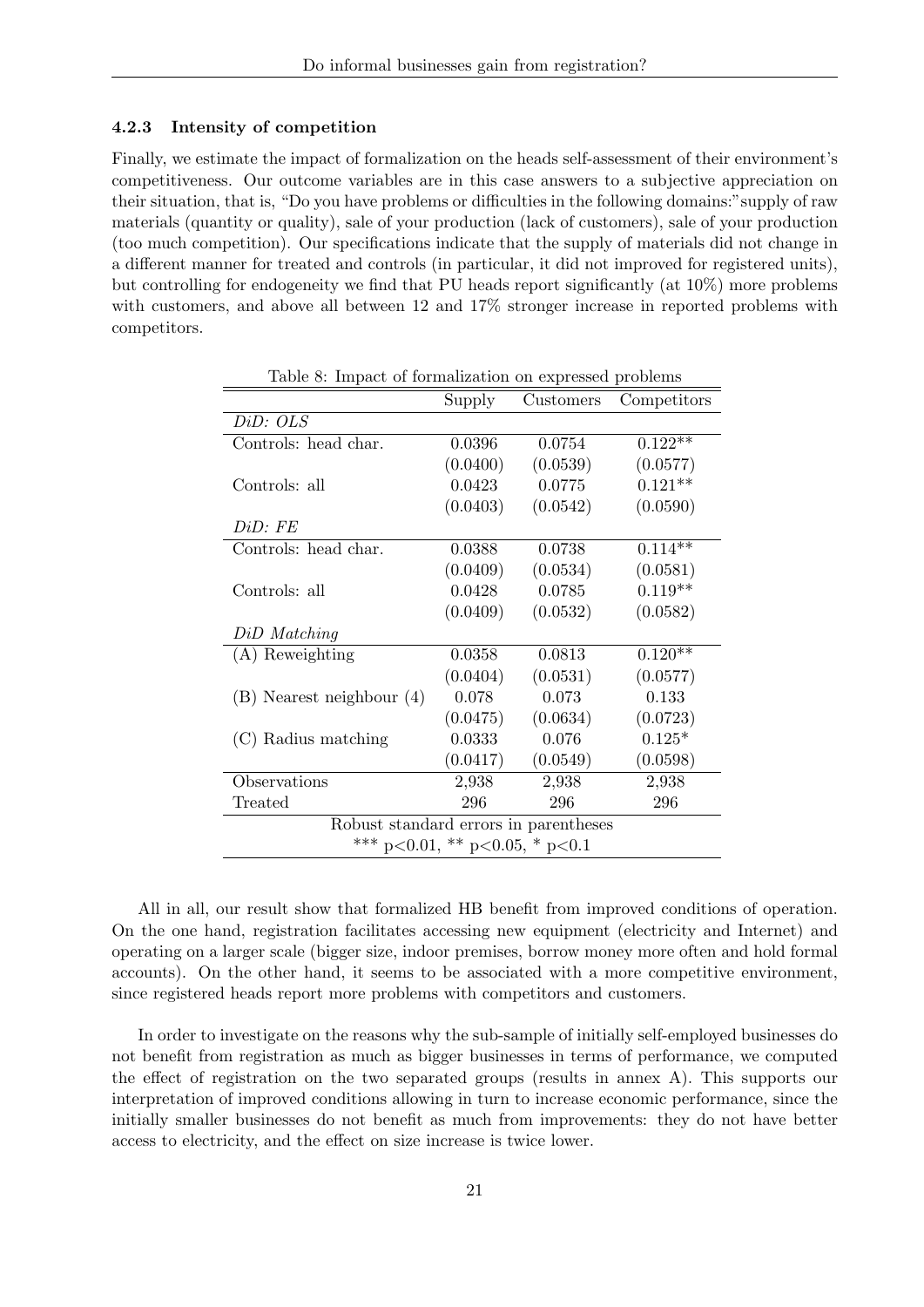#### 4.2.3 Intensity of competition

Finally, we estimate the impact of formalization on the heads self-assessment of their environment's competitiveness. Our outcome variables are in this case answers to a subjective appreciation on their situation, that is, "Do you have problems or difficulties in the following domains:"supply of raw materials (quantity or quality), sale of your production (lack of customers), sale of your production (too much competition). Our specifications indicate that the supply of materials did not change in a different manner for treated and controls (in particular, it did not improved for registered units), but controlling for endogeneity we find that PU heads report significantly (at 10%) more problems with customers, and above all between 12 and 17% stronger increase in reported problems with competitors.

Table 8: Impact of formalization on expressed problems

| | Supply | Customers | Competitors |
|---|---|---|---|
| *DiD: OLS* | | | |
| Controls: head char. | 0.0396 | 0.0754 | 0.122** |
| | (0.0400) | (0.0539) | (0.0577) |
| Controls: all | 0.0423 | 0.0775 | 0.121** |
| | (0.0403) | (0.0542) | (0.0590) |
| *DiD: FE* | | | |
| Controls: head char. | 0.0388 | 0.0738 | 0.114** |
| | (0.0409) | (0.0534) | (0.0581) |
| Controls: all | 0.0428 | 0.0785 | 0.119** |
| | (0.0409) | (0.0532) | (0.0582) |
| *DiD Matching* | | | |
| (A) Reweighting | 0.0358 | 0.0813 | 0.120** |
| | (0.0404) | (0.0531) | (0.0577) |
| (B) Nearest neighbour (4) | 0.078 | 0.073 | 0.133 |
| | (0.0475) | (0.0634) | (0.0723) |
| (C) Radius matching | 0.0333 | 0.076 | 0.125* |
| | (0.0417) | (0.0549) | (0.0598) |
| Observations | 2,938 | 2,938 | 2,938 |
| Treated | 296 | 296 | 296 |

Robust standard errors in parentheses
*** p<0.01, ** p<0.05, * p<0.1

All in all, our result show that formalized HB benefit from improved conditions of operation. On the one hand, registration facilitates accessing new equipment (electricity and Internet) and operating on a larger scale (bigger size, indoor premises, borrow money more often and hold formal accounts). On the other hand, it seems to be associated with a more competitive environment, since registered heads report more problems with competitors and customers.

In order to investigate on the reasons why the sub-sample of initially self-employed businesses do not benefit from registration as much as bigger businesses in terms of performance, we computed the effect of registration on the two separated groups (results in annex A). This supports our interpretation of improved conditions allowing in turn to increase economic performance, since the initially smaller businesses do not benefit as much from improvements: they do not have better access to electricity, and the effect on size increase is twice lower.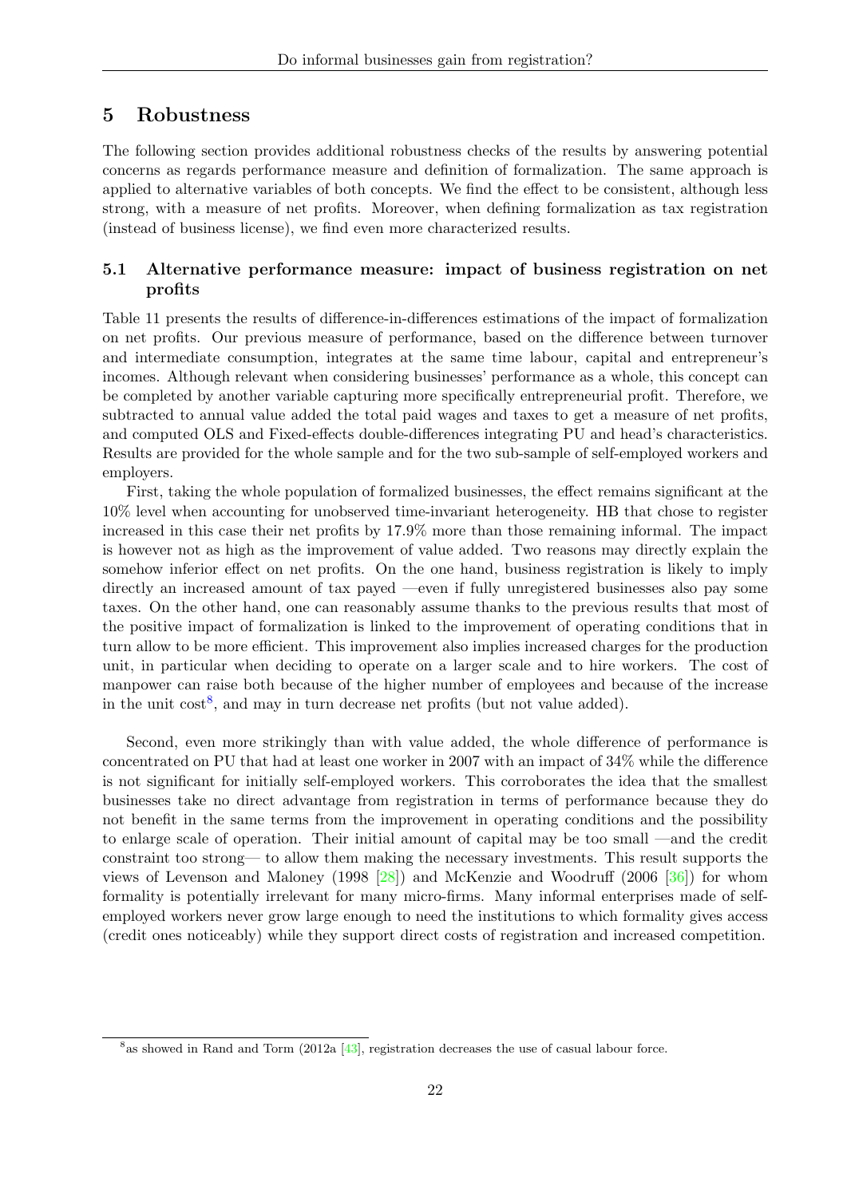## 5 Robustness

The following section provides additional robustness checks of the results by answering potential concerns as regards performance measure and definition of formalization. The same approach is applied to alternative variables of both concepts. We find the effect to be consistent, although less strong, with a measure of net profits. Moreover, when defining formalization as tax registration (instead of business license), we find even more characterized results.

### 5.1 Alternative performance measure: impact of business registration on net profits

Table 11 presents the results of difference-in-differences estimations of the impact of formalization on net profits. Our previous measure of performance, based on the difference between turnover and intermediate consumption, integrates at the same time labour, capital and entrepreneur's incomes. Although relevant when considering businesses' performance as a whole, this concept can be completed by another variable capturing more specifically entrepreneurial profit. Therefore, we subtracted to annual value added the total paid wages and taxes to get a measure of net profits, and computed OLS and Fixed-effects double-differences integrating PU and head's characteristics. Results are provided for the whole sample and for the two sub-sample of self-employed workers and employers.

First, taking the whole population of formalized businesses, the effect remains significant at the 10% level when accounting for unobserved time-invariant heterogeneity. HB that chose to register increased in this case their net profits by 17.9% more than those remaining informal. The impact is however not as high as the improvement of value added. Two reasons may directly explain the somehow inferior effect on net profits. On the one hand, business registration is likely to imply directly an increased amount of tax payed —even if fully unregistered businesses also pay some taxes. On the other hand, one can reasonably assume thanks to the previous results that most of the positive impact of formalization is linked to the improvement of operating conditions that in turn allow to be more efficient. This improvement also implies increased charges for the production unit, in particular when deciding to operate on a larger scale and to hire workers. The cost of manpower can raise both because of the higher number of employees and because of the increase in the unit cost[8], and may in turn decrease net profits (but not value added).

Second, even more strikingly than with value added, the whole difference of performance is concentrated on PU that had at least one worker in 2007 with an impact of 34% while the difference is not significant for initially self-employed workers. This corroborates the idea that the smallest businesses take no direct advantage from registration in terms of performance because they do not benefit in the same terms from the improvement in operating conditions and the possibility to enlarge scale of operation. Their initial amount of capital may be too small —and the credit constraint too strong— to allow them making the necessary investments. This result supports the views of Levenson and Maloney (1998 [28]) and McKenzie and Woodruff (2006 [36]) for whom formality is potentially irrelevant for many micro-firms. Many informal enterprises made of self-employed workers never grow large enough to need the institutions to which formality gives access (credit ones noticeably) while they support direct costs of registration and increased competition.

[8] as showed in Rand and Torm (2012a [43], registration decreases the use of casual labour force.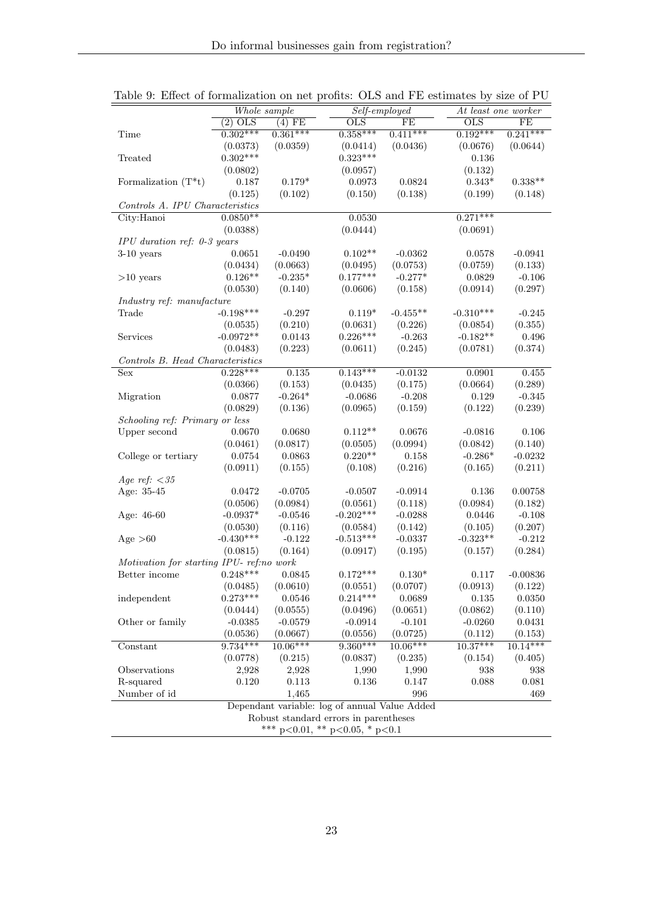Table 9: Effect of formalization on net profits: OLS and FE estimates by size of PU

| | *Whole sample* | | *Self-employed* | | *At least one worker* | |
|---|---|---|---|---|---|---|
| | (2) OLS | (4) FE | OLS | FE | OLS | FE |
| Time | 0.302*** | 0.361*** | 0.358*** | 0.411*** | 0.192*** | 0.241*** |
| | (0.0373) | (0.0359) | (0.0414) | (0.0436) | (0.0676) | (0.0644) |
| Treated | 0.302*** | | 0.323*** | | 0.136 | |
| | (0.0802) | | (0.0957) | | (0.132) | |
| Formalization (T*t) | 0.187 | 0.179* | 0.0973 | 0.0824 | 0.343* | 0.338** |
| | (0.125) | (0.102) | (0.150) | (0.138) | (0.199) | (0.148) |
| *Controls A. IPU Characteristics* | | | | | | |
| City:Hanoi | 0.0850** | | 0.0530 | | 0.271*** | |
| | (0.0388) | | (0.0444) | | (0.0691) | |
| *IPU duration ref: 0-3 years* | | | | | | |
| 3-10 years | 0.0651 | -0.0490 | 0.102** | -0.0362 | 0.0578 | -0.0941 |
| | (0.0434) | (0.0663) | (0.0495) | (0.0753) | (0.0759) | (0.133) |
| >10 years | 0.126** | -0.235* | 0.177*** | -0.277* | 0.0829 | -0.106 |
| | (0.0530) | (0.140) | (0.0606) | (0.158) | (0.0914) | (0.297) |
| *Industry ref: manufacture* | | | | | | |
| Trade | -0.198*** | -0.297 | 0.119* | -0.455** | -0.310*** | -0.245 |
| | (0.0535) | (0.210) | (0.0631) | (0.226) | (0.0854) | (0.355) |
| Services | -0.0972** | 0.0143 | 0.226*** | -0.263 | -0.182** | 0.496 |
| | (0.0483) | (0.223) | (0.0611) | (0.245) | (0.0781) | (0.374) |
| *Controls B. Head Characteristics* | | | | | | |
| Sex | 0.228*** | 0.135 | 0.143*** | -0.0132 | 0.0901 | 0.455 |
| | (0.0366) | (0.153) | (0.0435) | (0.175) | (0.0664) | (0.289) |
| Migration | 0.0877 | -0.264* | -0.0686 | -0.208 | 0.129 | -0.345 |
| | (0.0829) | (0.136) | (0.0965) | (0.159) | (0.122) | (0.239) |
| *Schooling ref: Primary or less* | | | | | | |
| Upper second | 0.0670 | 0.0680 | 0.112** | 0.0676 | -0.0816 | 0.106 |
| | (0.0461) | (0.0817) | (0.0505) | (0.0994) | (0.0842) | (0.140) |
| College or tertiary | 0.0754 | 0.0863 | 0.220** | 0.158 | -0.286* | -0.0232 |
| | (0.0911) | (0.155) | (0.108) | (0.216) | (0.165) | (0.211) |
| *Age ref: <35* | | | | | | |
| Age: 35-45 | 0.0472 | -0.0705 | -0.0507 | -0.0914 | 0.136 | 0.00758 |
| | (0.0506) | (0.0984) | (0.0561) | (0.118) | (0.0984) | (0.182) |
| Age: 46-60 | -0.0937* | -0.0546 | -0.202*** | -0.0288 | 0.0446 | -0.108 |
| | (0.0530) | (0.116) | (0.0584) | (0.142) | (0.105) | (0.207) |
| Age >60 | -0.430*** | -0.122 | -0.513*** | -0.0337 | -0.323** | -0.212 |
| | (0.0815) | (0.164) | (0.0917) | (0.195) | (0.157) | (0.284) |
| *Motivation for starting IPU- ref:no work* | | | | | | |
| Better income | 0.248*** | 0.0845 | 0.172*** | 0.130* | 0.117 | -0.00836 |
| | (0.0485) | (0.0610) | (0.0551) | (0.0707) | (0.0913) | (0.122) |
| independent | 0.273*** | 0.0546 | 0.214*** | 0.0689 | 0.135 | 0.0350 |
| | (0.0444) | (0.0555) | (0.0496) | (0.0651) | (0.0862) | (0.110) |
| Other or family | -0.0385 | -0.0579 | -0.0914 | -0.101 | -0.0260 | 0.0431 |
| | (0.0536) | (0.0667) | (0.0556) | (0.0725) | (0.112) | (0.153) |
| Constant | 9.734*** | 10.06*** | 9.360*** | 10.06*** | 10.37*** | 10.14*** |
| | (0.0778) | (0.215) | (0.0837) | (0.235) | (0.154) | (0.405) |
| Observations | 2,928 | 2,928 | 1,990 | 1,990 | 938 | 938 |
| R-squared | 0.120 | 0.113 | 0.136 | 0.147 | 0.088 | 0.081 |
| Number of id | | 1,465 | | 996 | | 469 |

Dependant variable: log of annual Value Added
Robust standard errors in parentheses
*** p<0.01, ** p<0.05, * p<0.1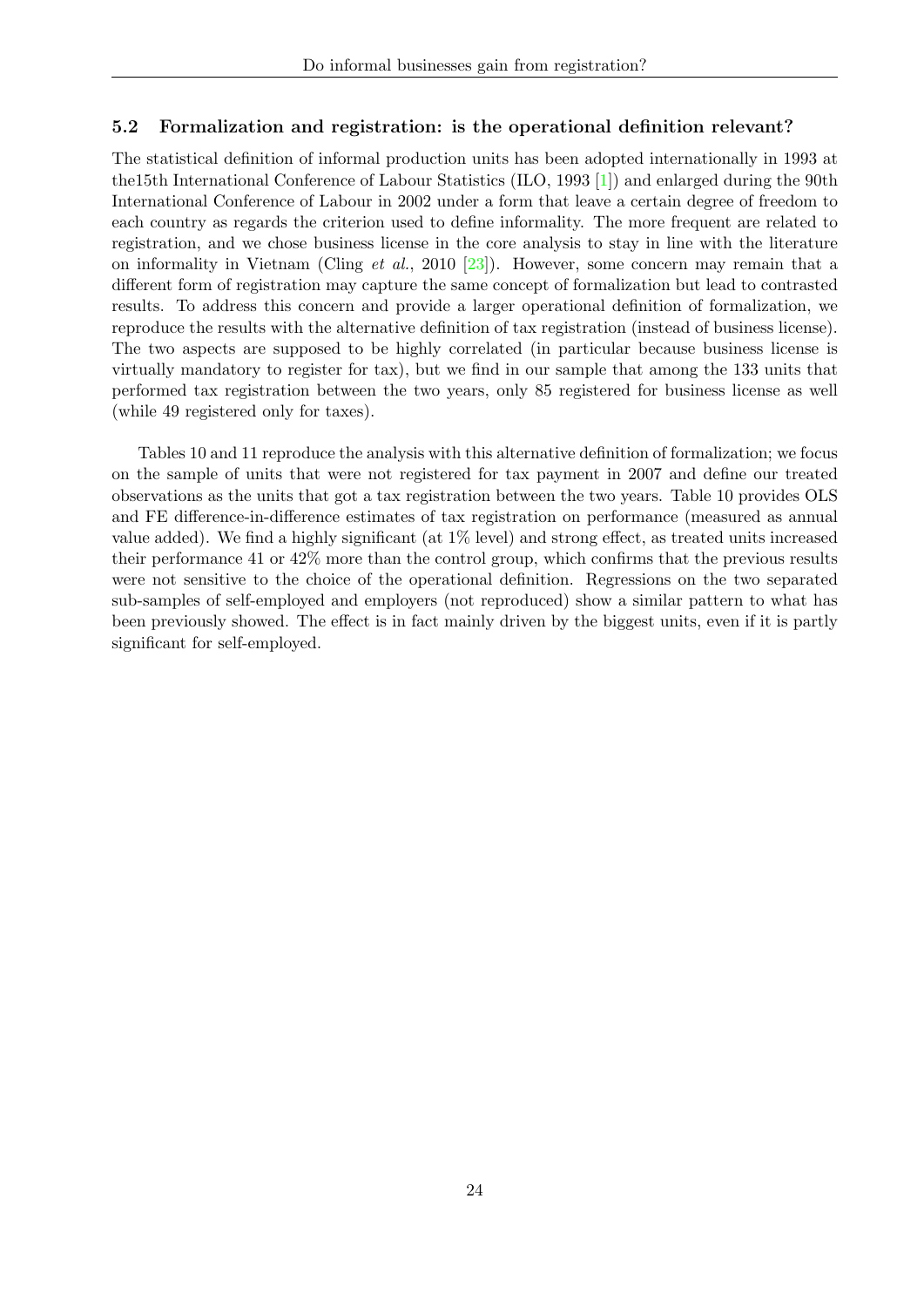### 5.2 Formalization and registration: is the operational definition relevant?

The statistical definition of informal production units has been adopted internationally in 1993 at the15th International Conference of Labour Statistics (ILO, 1993 [1]) and enlarged during the 90th International Conference of Labour in 2002 under a form that leave a certain degree of freedom to each country as regards the criterion used to define informality. The more frequent are related to registration, and we chose business license in the core analysis to stay in line with the literature on informality in Vietnam (Cling *et al.*, 2010 [23]). However, some concern may remain that a different form of registration may capture the same concept of formalization but lead to contrasted results. To address this concern and provide a larger operational definition of formalization, we reproduce the results with the alternative definition of tax registration (instead of business license). The two aspects are supposed to be highly correlated (in particular because business license is virtually mandatory to register for tax), but we find in our sample that among the 133 units that performed tax registration between the two years, only 85 registered for business license as well (while 49 registered only for taxes).

Tables 10 and 11 reproduce the analysis with this alternative definition of formalization; we focus on the sample of units that were not registered for tax payment in 2007 and define our treated observations as the units that got a tax registration between the two years. Table 10 provides OLS and FE difference-in-difference estimates of tax registration on performance (measured as annual value added). We find a highly significant (at 1% level) and strong effect, as treated units increased their performance 41 or 42% more than the control group, which confirms that the previous results were not sensitive to the choice of the operational definition. Regressions on the two separated sub-samples of self-employed and employers (not reproduced) show a similar pattern to what has been previously showed. The effect is in fact mainly driven by the biggest units, even if it is partly significant for self-employed.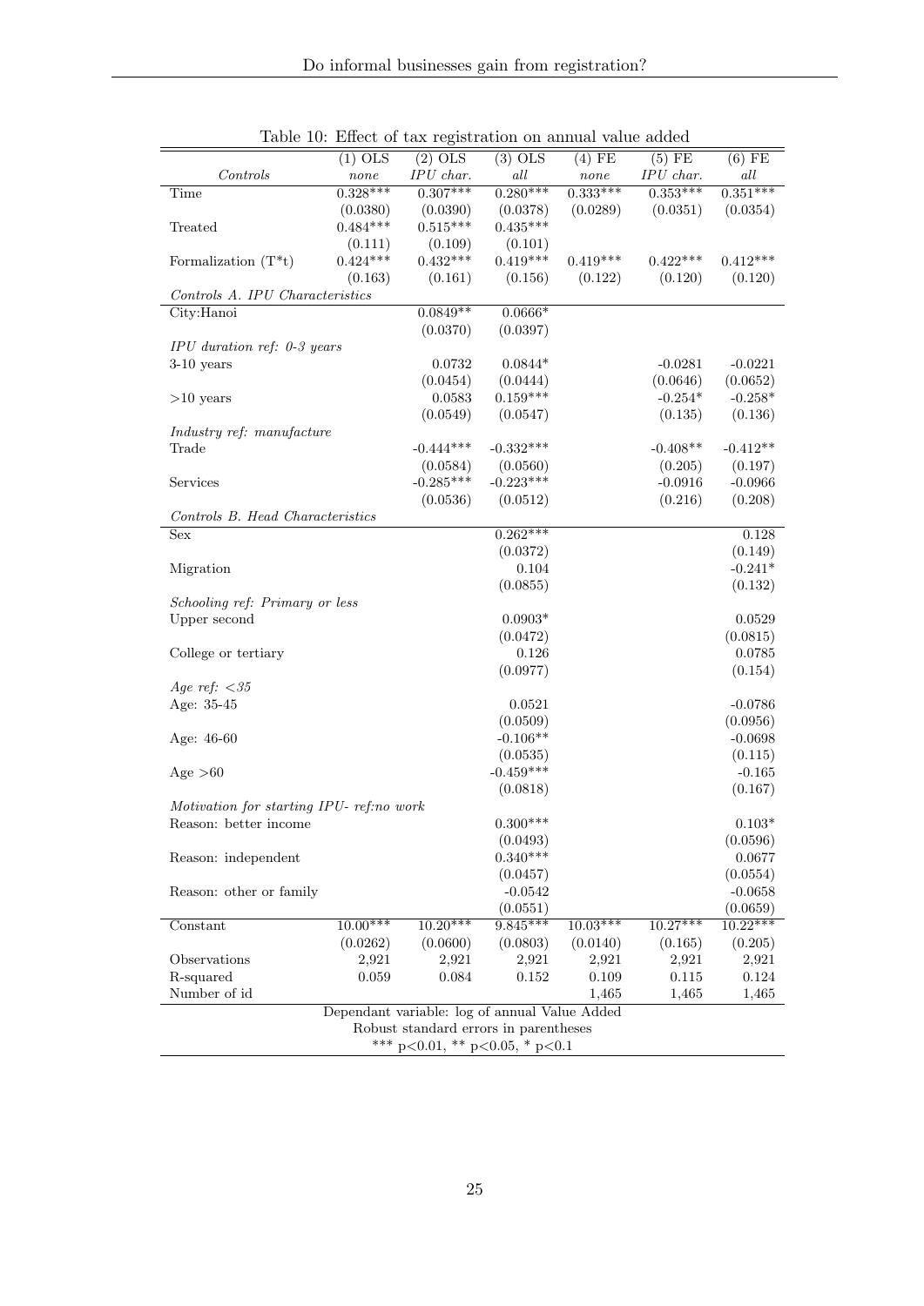Table 10: Effect of tax registration on annual value added

| | (1) OLS | (2) OLS | (3) OLS | (4) FE | (5) FE | (6) FE |
|---|---|---|---|---|---|---|
| *Controls* | *none* | *IPU char.* | *all* | *none* | *IPU char.* | *all* |
| Time | 0.328*** | 0.307*** | 0.280*** | 0.333*** | 0.353*** | 0.351*** |
| | (0.0380) | (0.0390) | (0.0378) | (0.0289) | (0.0351) | (0.0354) |
| Treated | 0.484*** | 0.515*** | 0.435*** | | | |
| | (0.111) | (0.109) | (0.101) | | | |
| Formalization (T*t) | 0.424*** | 0.432*** | 0.419*** | 0.419*** | 0.422*** | 0.412*** |
| | (0.163) | (0.161) | (0.156) | (0.122) | (0.120) | (0.120) |
| *Controls A. IPU Characteristics* | | | | | | |
| City:Hanoi | | 0.0849** | 0.0666* | | | |
| | | (0.0370) | (0.0397) | | | |
| *IPU duration ref: 0-3 years* | | | | | | |
| 3-10 years | | 0.0732 | 0.0844* | | -0.0281 | -0.0221 |
| | | (0.0454) | (0.0444) | | (0.0646) | (0.0652) |
| >10 years | | 0.0583 | 0.159*** | | -0.254* | -0.258* |
| | | (0.0549) | (0.0547) | | (0.135) | (0.136) |
| *Industry ref: manufacture* | | | | | | |
| Trade | | -0.444*** | -0.332*** | | -0.408** | -0.412** |
| | | (0.0584) | (0.0560) | | (0.205) | (0.197) |
| Services | | -0.285*** | -0.223*** | | -0.0916 | -0.0966 |
| | | (0.0536) | (0.0512) | | (0.216) | (0.208) |
| *Controls B. Head Characteristics* | | | | | | |
| Sex | | | 0.262*** | | | 0.128 |
| | | | (0.0372) | | | (0.149) |
| Migration | | | 0.104 | | | -0.241* |
| | | | (0.0855) | | | (0.132) |
| *Schooling ref: Primary or less* | | | | | | |
| Upper second | | | 0.0903* | | | 0.0529 |
| | | | (0.0472) | | | (0.0815) |
| College or tertiary | | | 0.126 | | | 0.0785 |
| | | | (0.0977) | | | (0.154) |
| *Age ref: <35* | | | | | | |
| Age: 35-45 | | | 0.0521 | | | -0.0786 |
| | | | (0.0509) | | | (0.0956) |
| Age: 46-60 | | | -0.106** | | | -0.0698 |
| | | | (0.0535) | | | (0.115) |
| Age >60 | | | -0.459*** | | | -0.165 |
| | | | (0.0818) | | | (0.167) |
| *Motivation for starting IPU- ref:no work* | | | | | | |
| Reason: better income | | | 0.300*** | | | 0.103* |
| | | | (0.0493) | | | (0.0596) |
| Reason: independent | | | 0.340*** | | | 0.0677 |
| | | | (0.0457) | | | (0.0554) |
| Reason: other or family | | | -0.0542 | | | -0.0658 |
| | | | (0.0551) | | | (0.0659) |
| Constant | 10.00*** | 10.20*** | 9.845*** | 10.03*** | 10.27*** | 10.22*** |
| | (0.0262) | (0.0600) | (0.0803) | (0.0140) | (0.165) | (0.205) |
| Observations | 2,921 | 2,921 | 2,921 | 2,921 | 2,921 | 2,921 |
| R-squared | 0.059 | 0.084 | 0.152 | 0.109 | 0.115 | 0.124 |
| Number of id | | | | 1,465 | 1,465 | 1,465 |

Dependant variable: log of annual Value Added
Robust standard errors in parentheses
*** p<0.01, ** p<0.05, * p<0.1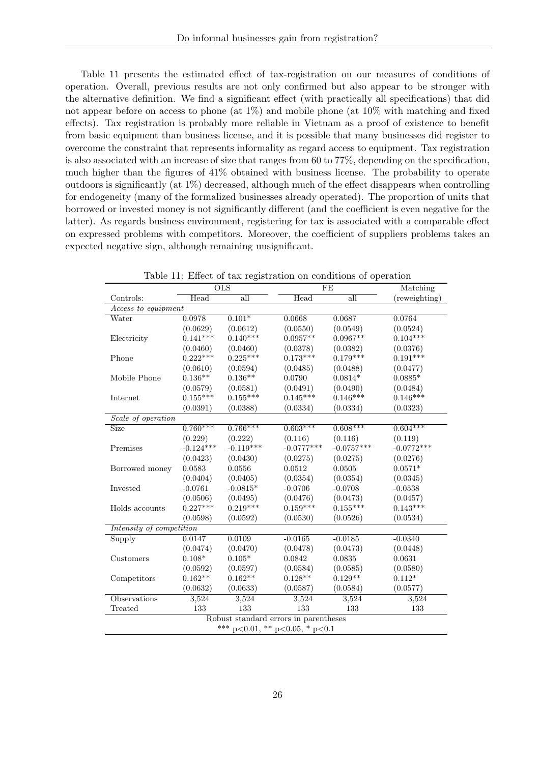Table 11 presents the estimated effect of tax-registration on our measures of conditions of operation. Overall, previous results are not only confirmed but also appear to be stronger with the alternative definition. We find a significant effect (with practically all specifications) that did not appear before on access to phone (at 1%) and mobile phone (at 10% with matching and fixed effects). Tax registration is probably more reliable in Vietnam as a proof of existence to benefit from basic equipment than business license, and it is possible that many businesses did register to overcome the constraint that represents informality as regard access to equipment. Tax registration is also associated with an increase of size that ranges from 60 to 77%, depending on the specification, much higher than the figures of 41% obtained with business license. The probability to operate outdoors is significantly (at 1%) decreased, although much of the effect disappears when controlling for endogeneity (many of the formalized businesses already operated). The proportion of units that borrowed or invested money is not significantly different (and the coefficient is even negative for the latter). As regards business environment, registering for tax is associated with a comparable effect on expressed problems with competitors. Moreover, the coefficient of suppliers problems takes an expected negative sign, although remaining unsignificant.

Table 11: Effect of tax registration on conditions of operation

| | OLS | | FE | | Matching |
|---|---|---|---|---|---|
| Controls: | Head | all | Head | all | (reweighting) |
| *Access to equipment* | | | | | |
| Water | 0.0978 | 0.101* | 0.0668 | 0.0687 | 0.0764 |
| | (0.0629) | (0.0612) | (0.0550) | (0.0549) | (0.0524) |
| Electricity | 0.141*** | 0.140*** | 0.0957** | 0.0967** | 0.104*** |
| | (0.0460) | (0.0460) | (0.0378) | (0.0382) | (0.0376) |
| Phone | 0.222*** | 0.225*** | 0.173*** | 0.179*** | 0.191*** |
| | (0.0610) | (0.0594) | (0.0485) | (0.0488) | (0.0477) |
| Mobile Phone | 0.136** | 0.136** | 0.0790 | 0.0814* | 0.0885* |
| | (0.0579) | (0.0581) | (0.0491) | (0.0490) | (0.0484) |
| Internet | 0.155*** | 0.155*** | 0.145*** | 0.146*** | 0.146*** |
| | (0.0391) | (0.0388) | (0.0334) | (0.0334) | (0.0323) |
| *Scale of operation* | | | | | |
| Size | 0.760*** | 0.766*** | 0.603*** | 0.608*** | 0.604*** |
| | (0.229) | (0.222) | (0.116) | (0.116) | (0.119) |
| Premises | -0.124*** | -0.119*** | -0.0777*** | -0.0757*** | -0.0772*** |
| | (0.0423) | (0.0430) | (0.0275) | (0.0275) | (0.0276) |
| Borrowed money | 0.0583 | 0.0556 | 0.0512 | 0.0505 | 0.0571* |
| | (0.0404) | (0.0405) | (0.0354) | (0.0354) | (0.0345) |
| Invested | -0.0761 | -0.0815* | -0.0706 | -0.0708 | -0.0538 |
| | (0.0506) | (0.0495) | (0.0476) | (0.0473) | (0.0457) |
| Holds accounts | 0.227*** | 0.219*** | 0.159*** | 0.155*** | 0.143*** |
| | (0.0598) | (0.0592) | (0.0530) | (0.0526) | (0.0534) |
| *Intensity of competition* | | | | | |
| Supply | 0.0147 | 0.0109 | -0.0165 | -0.0185 | -0.0340 |
| | (0.0474) | (0.0470) | (0.0478) | (0.0473) | (0.0448) |
| Customers | 0.108* | 0.105* | 0.0842 | 0.0835 | 0.0631 |
| | (0.0592) | (0.0597) | (0.0584) | (0.0585) | (0.0580) |
| Competitors | 0.162** | 0.162** | 0.128** | 0.129** | 0.112* |
| | (0.0632) | (0.0633) | (0.0587) | (0.0584) | (0.0577) |
| Observations | 3,524 | 3,524 | 3,524 | 3,524 | 3,524 |
| Treated | 133 | 133 | 133 | 133 | 133 |

Robust standard errors in parentheses
*** p<0.01, ** p<0.05, * p<0.1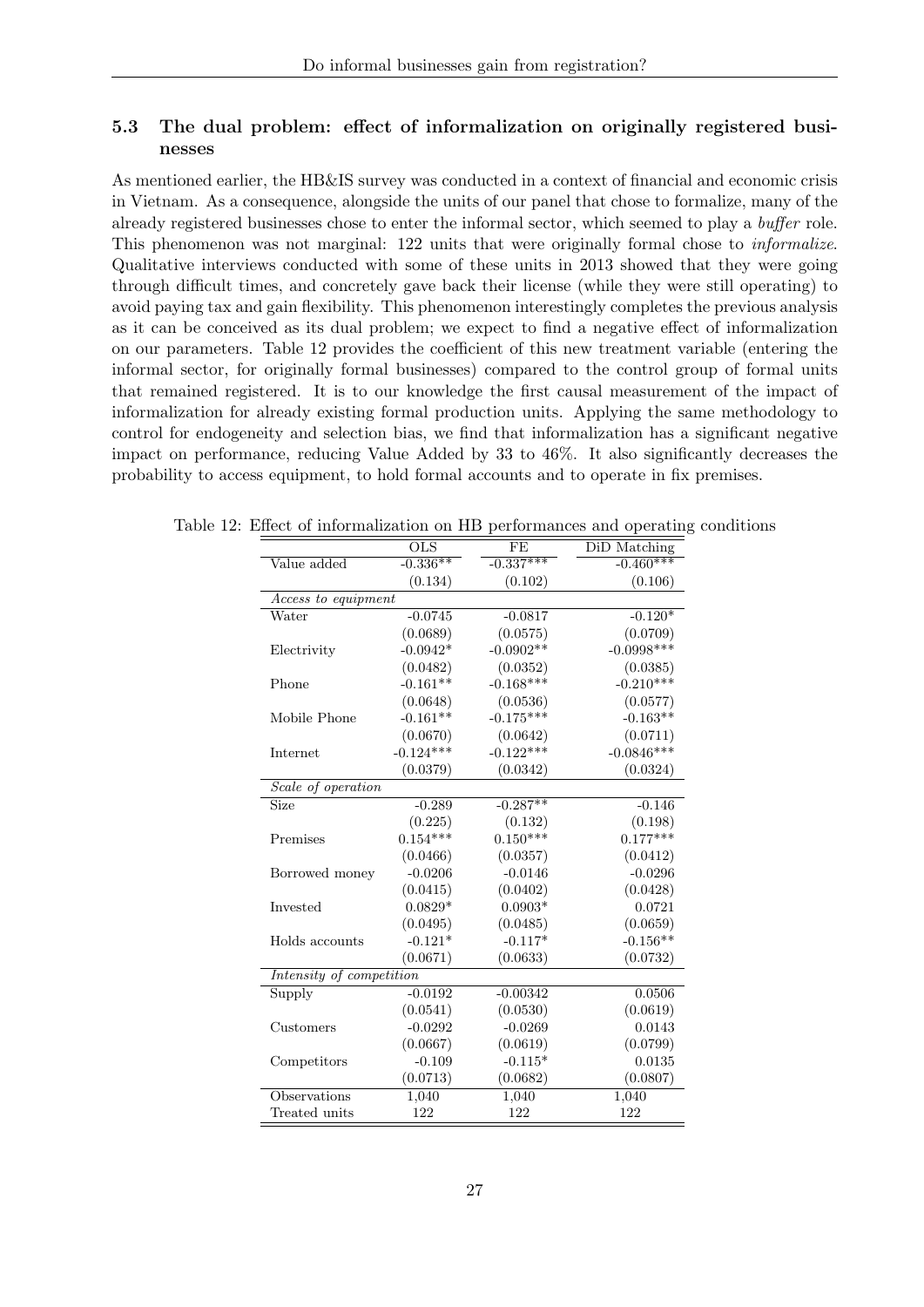### 5.3 The dual problem: effect of informalization on originally registered businesses

As mentioned earlier, the HB&IS survey was conducted in a context of financial and economic crisis in Vietnam. As a consequence, alongside the units of our panel that chose to formalize, many of the already registered businesses chose to enter the informal sector, which seemed to play a *buffer* role. This phenomenon was not marginal: 122 units that were originally formal chose to *informalize*. Qualitative interviews conducted with some of these units in 2013 showed that they were going through difficult times, and concretely gave back their license (while they were still operating) to avoid paying tax and gain flexibility. This phenomenon interestingly completes the previous analysis as it can be conceived as its dual problem; we expect to find a negative effect of informalization on our parameters. Table 12 provides the coefficient of this new treatment variable (entering the informal sector, for originally formal businesses) compared to the control group of formal units that remained registered. It is to our knowledge the first causal measurement of the impact of informalization for already existing formal production units. Applying the same methodology to control for endogeneity and selection bias, we find that informalization has a significant negative impact on performance, reducing Value Added by 33 to 46%. It also significantly decreases the probability to access equipment, to hold formal accounts and to operate in fix premises.

Table 12: Effect of informalization on HB performances and operating conditions

| | OLS | FE | DiD Matching |
|---|---|---|---|
| Value added | -0.336** | -0.337*** | -0.460*** |
| | (0.134) | (0.102) | (0.106) |
| *Access to equipment* | | | |
| Water | -0.0745 | -0.0817 | -0.120* |
| | (0.0689) | (0.0575) | (0.0709) |
| Electrivity | -0.0942* | -0.0902** | -0.0998*** |
| | (0.0482) | (0.0352) | (0.0385) |
| Phone | -0.161** | -0.168*** | -0.210*** |
| | (0.0648) | (0.0536) | (0.0577) |
| Mobile Phone | -0.161** | -0.175*** | -0.163** |
| | (0.0670) | (0.0642) | (0.0711) |
| Internet | -0.124*** | -0.122*** | -0.0846*** |
| | (0.0379) | (0.0342) | (0.0324) |
| *Scale of operation* | | | |
| Size | -0.289 | -0.287** | -0.146 |
| | (0.225) | (0.132) | (0.198) |
| Premises | 0.154*** | 0.150*** | 0.177*** |
| | (0.0466) | (0.0357) | (0.0412) |
| Borrowed money | -0.0206 | -0.0146 | -0.0296 |
| | (0.0415) | (0.0402) | (0.0428) |
| Invested | 0.0829* | 0.0903* | 0.0721 |
| | (0.0495) | (0.0485) | (0.0659) |
| Holds accounts | -0.121* | -0.117* | -0.156** |
| | (0.0671) | (0.0633) | (0.0732) |
| *Intensity of competition* | | | |
| Supply | -0.0192 | -0.00342 | 0.0506 |
| | (0.0541) | (0.0530) | (0.0619) |
| Customers | -0.0292 | -0.0269 | 0.0143 |
| | (0.0667) | (0.0619) | (0.0799) |
| Competitors | -0.109 | -0.115* | 0.0135 |
| | (0.0713) | (0.0682) | (0.0807) |
| Observations | 1,040 | 1,040 | 1,040 |
| Treated units | 122 | 122 | 122 |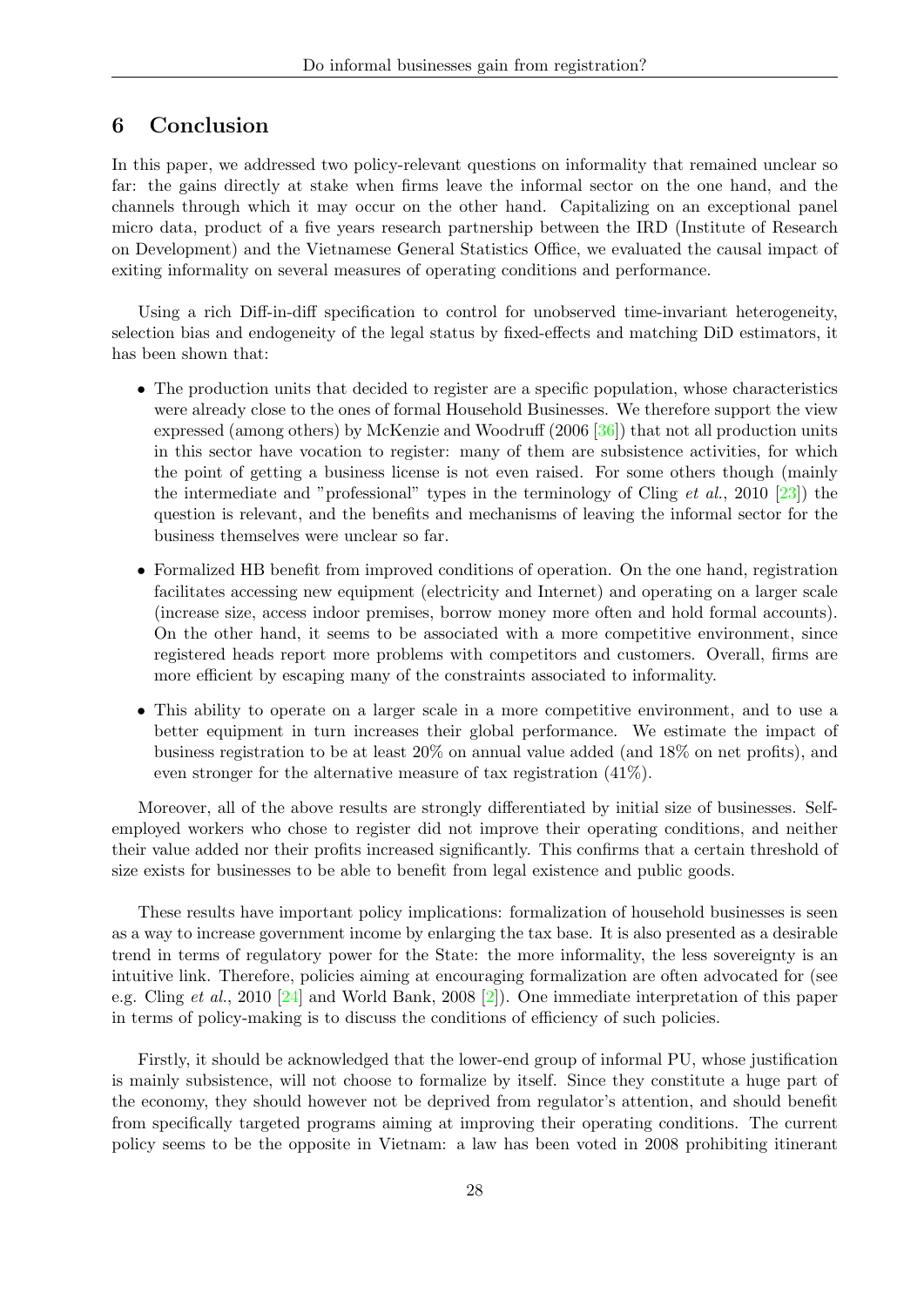## 6 Conclusion

In this paper, we addressed two policy-relevant questions on informality that remained unclear so far: the gains directly at stake when firms leave the informal sector on the one hand, and the channels through which it may occur on the other hand. Capitalizing on an exceptional panel micro data, product of a five years research partnership between the IRD (Institute of Research on Development) and the Vietnamese General Statistics Office, we evaluated the causal impact of exiting informality on several measures of operating conditions and performance.

Using a rich Diff-in-diff specification to control for unobserved time-invariant heterogeneity, selection bias and endogeneity of the legal status by fixed-effects and matching DiD estimators, it has been shown that:

- The production units that decided to register are a specific population, whose characteristics were already close to the ones of formal Household Businesses. We therefore support the view expressed (among others) by McKenzie and Woodruff (2006 [36]) that not all production units in this sector have vocation to register: many of them are subsistence activities, for which the point of getting a business license is not even raised. For some others though (mainly the intermediate and "professional" types in the terminology of Cling *et al.*, 2010 [23]) the question is relevant, and the benefits and mechanisms of leaving the informal sector for the business themselves were unclear so far.
- Formalized HB benefit from improved conditions of operation. On the one hand, registration facilitates accessing new equipment (electricity and Internet) and operating on a larger scale (increase size, access indoor premises, borrow money more often and hold formal accounts). On the other hand, it seems to be associated with a more competitive environment, since registered heads report more problems with competitors and customers. Overall, firms are more efficient by escaping many of the constraints associated to informality.
- This ability to operate on a larger scale in a more competitive environment, and to use a better equipment in turn increases their global performance. We estimate the impact of business registration to be at least 20% on annual value added (and 18% on net profits), and even stronger for the alternative measure of tax registration (41%).

Moreover, all of the above results are strongly differentiated by initial size of businesses. Self-employed workers who chose to register did not improve their operating conditions, and neither their value added nor their profits increased significantly. This confirms that a certain threshold of size exists for businesses to be able to benefit from legal existence and public goods.

These results have important policy implications: formalization of household businesses is seen as a way to increase government income by enlarging the tax base. It is also presented as a desirable trend in terms of regulatory power for the State: the more informality, the less sovereignty is an intuitive link. Therefore, policies aiming at encouraging formalization are often advocated for (see e.g. Cling *et al.*, 2010 [24] and World Bank, 2008 [2]). One immediate interpretation of this paper in terms of policy-making is to discuss the conditions of efficiency of such policies.

Firstly, it should be acknowledged that the lower-end group of informal PU, whose justification is mainly subsistence, will not choose to formalize by itself. Since they constitute a huge part of the economy, they should however not be deprived from regulator's attention, and should benefit from specifically targeted programs aiming at improving their operating conditions. The current policy seems to be the opposite in Vietnam: a law has been voted in 2008 prohibiting itinerant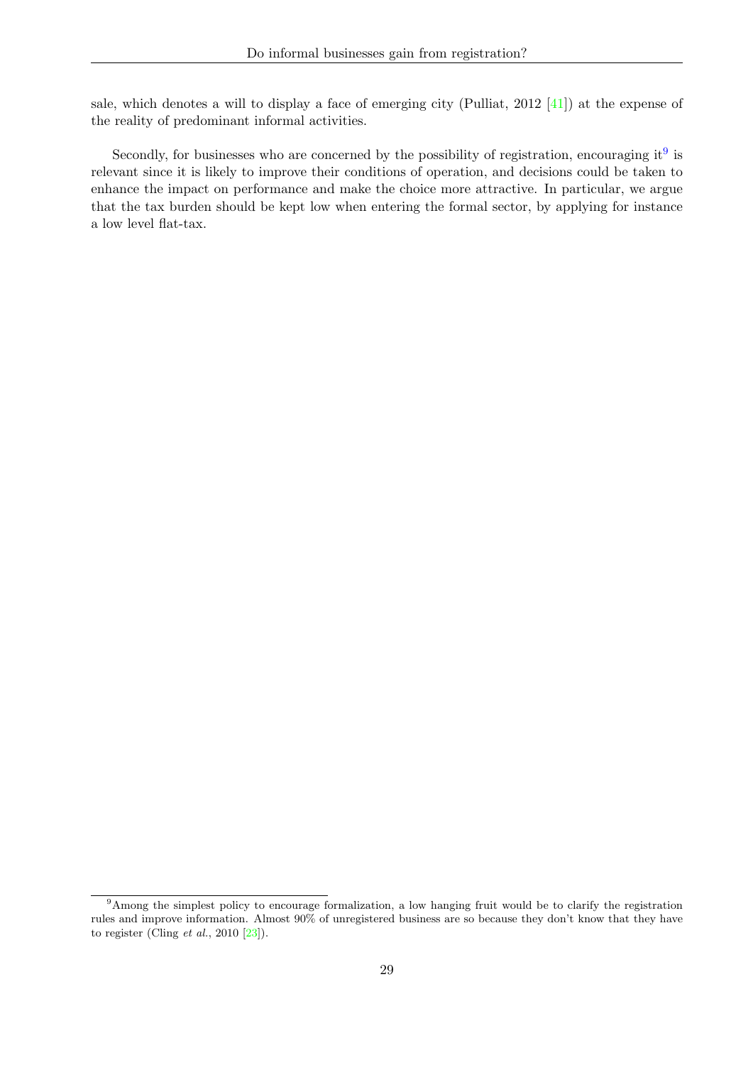sale, which denotes a will to display a face of emerging city (Pulliat, 2012 [41]) at the expense of the reality of predominant informal activities.

Secondly, for businesses who are concerned by the possibility of registration, encouraging it[9] is relevant since it is likely to improve their conditions of operation, and decisions could be taken to enhance the impact on performance and make the choice more attractive. In particular, we argue that the tax burden should be kept low when entering the formal sector, by applying for instance a low level flat-tax.

[9] Among the simplest policy to encourage formalization, a low hanging fruit would be to clarify the registration rules and improve information. Almost 90% of unregistered business are so because they don't know that they have to register (Cling *et al.*, 2010 [23]).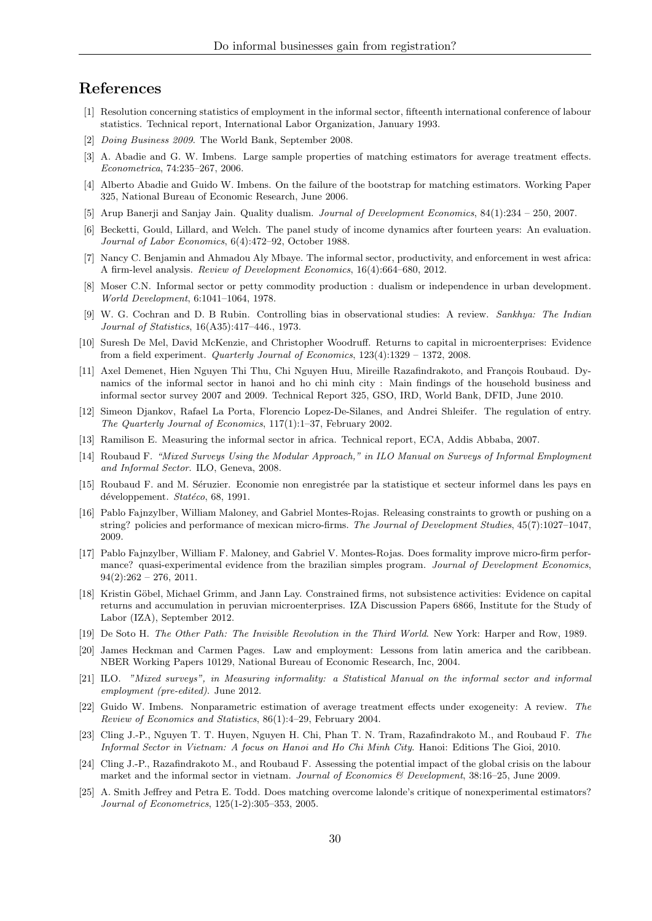## References

[1] Resolution concerning statistics of employment in the informal sector, fifteenth international conference of labour statistics. Technical report, International Labor Organization, January 1993.

[2] *Doing Business 2009*. The World Bank, September 2008.

[3] A. Abadie and G. W. Imbens. Large sample properties of matching estimators for average treatment effects. *Econometrica*, 74:235–267, 2006.

[4] Alberto Abadie and Guido W. Imbens. On the failure of the bootstrap for matching estimators. Working Paper 325, National Bureau of Economic Research, June 2006.

[5] Arup Banerji and Sanjay Jain. Quality dualism. *Journal of Development Economics*, 84(1):234 – 250, 2007.

[6] Becketti, Gould, Lillard, and Welch. The panel study of income dynamics after fourteen years: An evaluation. *Journal of Labor Economics*, 6(4):472–92, October 1988.

[7] Nancy C. Benjamin and Ahmadou Aly Mbaye. The informal sector, productivity, and enforcement in west africa: A firm-level analysis. *Review of Development Economics*, 16(4):664–680, 2012.

[8] Moser C.N. Informal sector or petty commodity production : dualism or independence in urban development. *World Development*, 6:1041–1064, 1978.

[9] W. G. Cochran and D. B Rubin. Controlling bias in observational studies: A review. *Sankhya: The Indian Journal of Statistics*, 16(A35):417–446., 1973.

[10] Suresh De Mel, David McKenzie, and Christopher Woodruff. Returns to capital in microenterprises: Evidence from a field experiment. *Quarterly Journal of Economics*, 123(4):1329 – 1372, 2008.

[11] Axel Demenet, Hien Nguyen Thi Thu, Chi Nguyen Huu, Mireille Razafindrakoto, and François Roubaud. Dynamics of the informal sector in hanoi and ho chi minh city : Main findings of the household business and informal sector survey 2007 and 2009. Technical Report 325, GSO, IRD, World Bank, DFID, June 2010.

[12] Simeon Djankov, Rafael La Porta, Florencio Lopez-De-Silanes, and Andrei Shleifer. The regulation of entry. *The Quarterly Journal of Economics*, 117(1):1–37, February 2002.

[13] Ramilison E. Measuring the informal sector in africa. Technical report, ECA, Addis Abbaba, 2007.

[14] Roubaud F. *"Mixed Surveys Using the Modular Approach," in ILO Manual on Surveys of Informal Employment and Informal Sector*. ILO, Geneva, 2008.

[15] Roubaud F. and M. Séruzier. Economie non enregistrée par la statistique et secteur informel dans les pays en développement. *Statéco*, 68, 1991.

[16] Pablo Fajnzylber, William Maloney, and Gabriel Montes-Rojas. Releasing constraints to growth or pushing on a string? policies and performance of mexican micro-firms. *The Journal of Development Studies*, 45(7):1027–1047, 2009.

[17] Pablo Fajnzylber, William F. Maloney, and Gabriel V. Montes-Rojas. Does formality improve micro-firm performance? quasi-experimental evidence from the brazilian simples program. *Journal of Development Economics*, 94(2):262 – 276, 2011.

[18] Kristin Göbel, Michael Grimm, and Jann Lay. Constrained firms, not subsistence activities: Evidence on capital returns and accumulation in peruvian microenterprises. IZA Discussion Papers 6866, Institute for the Study of Labor (IZA), September 2012.

[19] De Soto H. *The Other Path: The Invisible Revolution in the Third World*. New York: Harper and Row, 1989.

[20] James Heckman and Carmen Pages. Law and employment: Lessons from latin america and the caribbean. NBER Working Papers 10129, National Bureau of Economic Research, Inc, 2004.

[21] ILO. *"Mixed surveys", in Measuring informality: a Statistical Manual on the informal sector and informal employment (pre-edited)*. June 2012.

[22] Guido W. Imbens. Nonparametric estimation of average treatment effects under exogeneity: A review. *The Review of Economics and Statistics*, 86(1):4–29, February 2004.

[23] Cling J.-P., Nguyen T. T. Huyen, Nguyen H. Chi, Phan T. N. Tram, Razafindrakoto M., and Roubaud F. *The Informal Sector in Vietnam: A focus on Hanoi and Ho Chi Minh City*. Hanoi: Editions The Gioi, 2010.

[24] Cling J.-P., Razafindrakoto M., and Roubaud F. Assessing the potential impact of the global crisis on the labour market and the informal sector in vietnam. *Journal of Economics & Development*, 38:16–25, June 2009.

[25] A. Smith Jeffrey and Petra E. Todd. Does matching overcome lalonde's critique of nonexperimental estimators? *Journal of Econometrics*, 125(1-2):305–353, 2005.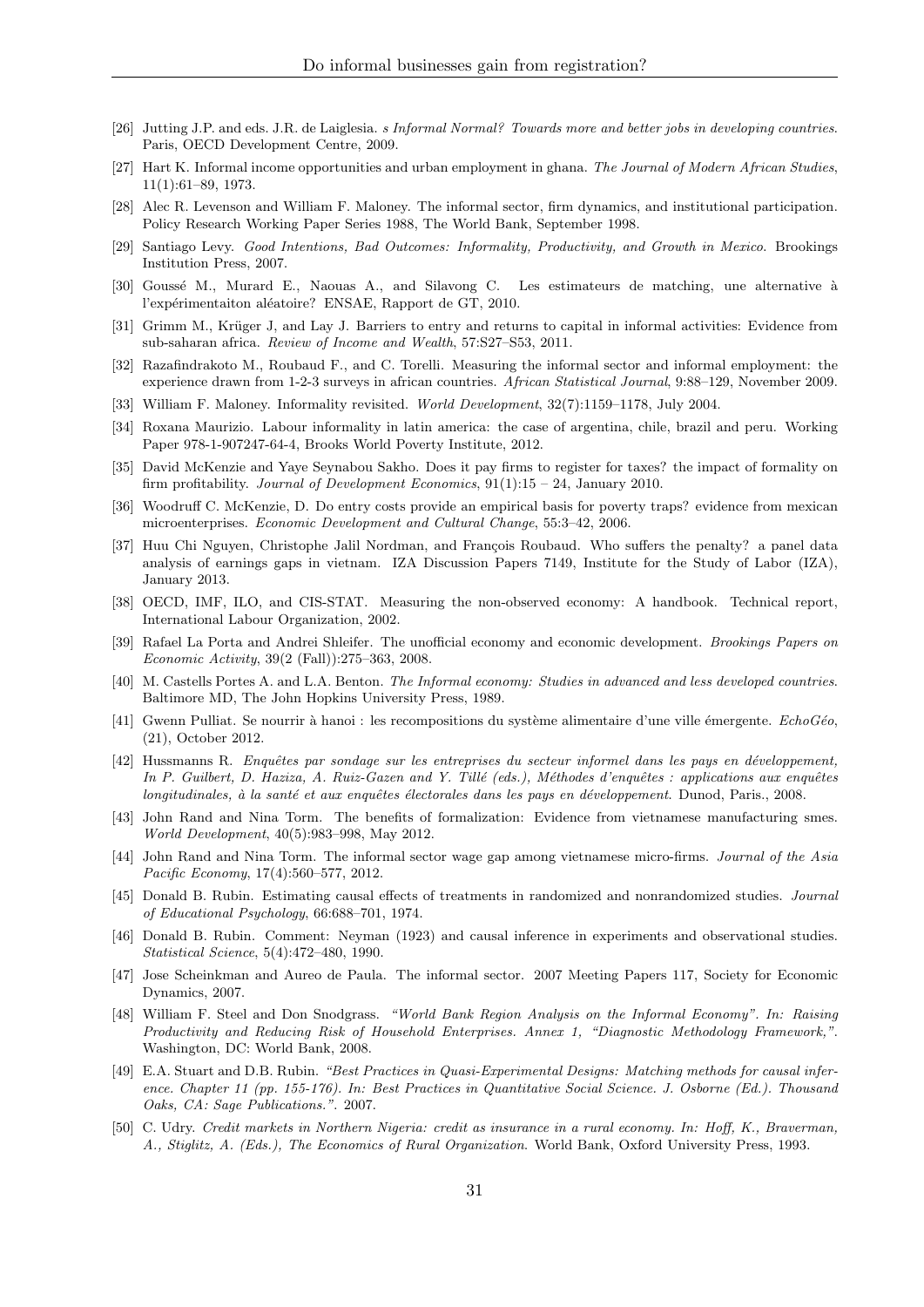[26] Jutting J.P. and eds. J.R. de Laiglesia. *s Informal Normal? Towards more and better jobs in developing countries*. Paris, OECD Development Centre, 2009.

[27] Hart K. Informal income opportunities and urban employment in ghana. *The Journal of Modern African Studies*, 11(1):61–89, 1973.

[28] Alec R. Levenson and William F. Maloney. The informal sector, firm dynamics, and institutional participation. Policy Research Working Paper Series 1988, The World Bank, September 1998.

[29] Santiago Levy. *Good Intentions, Bad Outcomes: Informality, Productivity, and Growth in Mexico*. Brookings Institution Press, 2007.

[30] Goussé M., Murard E., Naouas A., and Silavong C. Les estimateurs de matching, une alternative à l'expérimentaiton aléatoire? ENSAE, Rapport de GT, 2010.

[31] Grimm M., Krüger J, and Lay J. Barriers to entry and returns to capital in informal activities: Evidence from sub-saharan africa. *Review of Income and Wealth*, 57:S27–S53, 2011.

[32] Razafindrakoto M., Roubaud F., and C. Torelli. Measuring the informal sector and informal employment: the experience drawn from 1-2-3 surveys in african countries. *African Statistical Journal*, 9:88–129, November 2009.

[33] William F. Maloney. Informality revisited. *World Development*, 32(7):1159–1178, July 2004.

[34] Roxana Maurizio. Labour informality in latin america: the case of argentina, chile, brazil and peru. Working Paper 978-1-907247-64-4, Brooks World Poverty Institute, 2012.

[35] David McKenzie and Yaye Seynabou Sakho. Does it pay firms to register for taxes? the impact of formality on firm profitability. *Journal of Development Economics*, 91(1):15 – 24, January 2010.

[36] Woodruff C. McKenzie, D. Do entry costs provide an empirical basis for poverty traps? evidence from mexican microenterprises. *Economic Development and Cultural Change*, 55:3–42, 2006.

[37] Huu Chi Nguyen, Christophe Jalil Nordman, and François Roubaud. Who suffers the penalty? a panel data analysis of earnings gaps in vietnam. IZA Discussion Papers 7149, Institute for the Study of Labor (IZA), January 2013.

[38] OECD, IMF, ILO, and CIS-STAT. Measuring the non-observed economy: A handbook. Technical report, International Labour Organization, 2002.

[39] Rafael La Porta and Andrei Shleifer. The unofficial economy and economic development. *Brookings Papers on Economic Activity*, 39(2 (Fall)):275–363, 2008.

[40] M. Castells Portes A. and L.A. Benton. *The Informal economy: Studies in advanced and less developed countries*. Baltimore MD, The John Hopkins University Press, 1989.

[41] Gwenn Pulliat. Se nourrir à hanoi : les recompositions du système alimentaire d'une ville émergente. *EchoGéo*, (21), October 2012.

[42] Hussmanns R. *Enquêtes par sondage sur les entreprises du secteur informel dans les pays en développement, In P. Guilbert, D. Haziza, A. Ruiz-Gazen and Y. Tillé (eds.), Méthodes d'enquêtes : applications aux enquêtes longitudinales, à la santé et aux enquêtes électorales dans les pays en développement*. Dunod, Paris., 2008.

[43] John Rand and Nina Torm. The benefits of formalization: Evidence from vietnamese manufacturing smes. *World Development*, 40(5):983–998, May 2012.

[44] John Rand and Nina Torm. The informal sector wage gap among vietnamese micro-firms. *Journal of the Asia Pacific Economy*, 17(4):560–577, 2012.

[45] Donald B. Rubin. Estimating causal effects of treatments in randomized and nonrandomized studies. *Journal of Educational Psychology*, 66:688–701, 1974.

[46] Donald B. Rubin. Comment: Neyman (1923) and causal inference in experiments and observational studies. *Statistical Science*, 5(4):472–480, 1990.

[47] Jose Scheinkman and Aureo de Paula. The informal sector. 2007 Meeting Papers 117, Society for Economic Dynamics, 2007.

[48] William F. Steel and Don Snodgrass. *"World Bank Region Analysis on the Informal Economy". In: Raising Productivity and Reducing Risk of Household Enterprises. Annex 1, "Diagnostic Methodology Framework,"*. Washington, DC: World Bank, 2008.

[49] E.A. Stuart and D.B. Rubin. *"Best Practices in Quasi-Experimental Designs: Matching methods for causal inference. Chapter 11 (pp. 155-176). In: Best Practices in Quantitative Social Science. J. Osborne (Ed.). Thousand Oaks, CA: Sage Publications."*. 2007.

[50] C. Udry. *Credit markets in Northern Nigeria: credit as insurance in a rural economy. In: Hoff, K., Braverman, A., Stiglitz, A. (Eds.), The Economics of Rural Organization*. World Bank, Oxford University Press, 1993.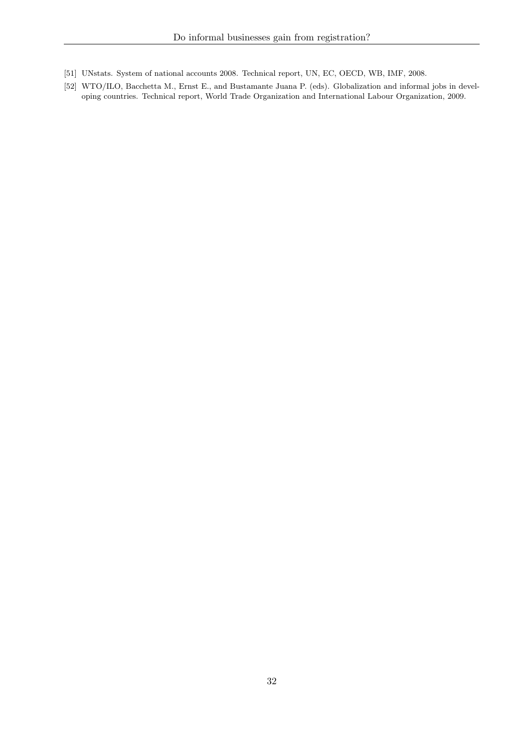[51] UNstats. System of national accounts 2008. Technical report, UN, EC, OECD, WB, IMF, 2008.

[52] WTO/ILO, Bacchetta M., Ernst E., and Bustamante Juana P. (eds). Globalization and informal jobs in developing countries. Technical report, World Trade Organization and International Labour Organization, 2009.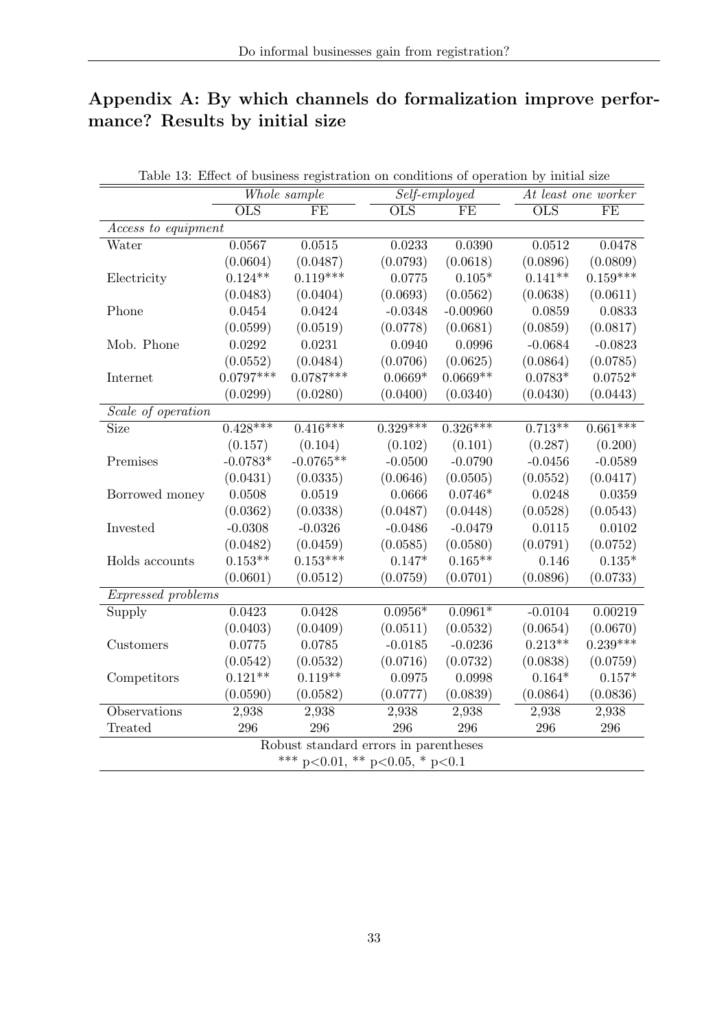## Appendix A: By which channels do formalization improve performance? Results by initial size

Table 13: Effect of business registration on conditions of operation by initial size

| | *Whole sample* | | *Self-employed* | | *At least one worker* | |
|---|---|---|---|---|---|---|
| | OLS | FE | OLS | FE | OLS | FE |
| *Access to equipment* | | | | | | |
| Water | 0.0567 | 0.0515 | 0.0233 | 0.0390 | 0.0512 | 0.0478 |
| | (0.0604) | (0.0487) | (0.0793) | (0.0618) | (0.0896) | (0.0809) |
| Electricity | 0.124** | 0.119*** | 0.0775 | 0.105* | 0.141** | 0.159*** |
| | (0.0483) | (0.0404) | (0.0693) | (0.0562) | (0.0638) | (0.0611) |
| Phone | 0.0454 | 0.0424 | -0.0348 | -0.00960 | 0.0859 | 0.0833 |
| | (0.0599) | (0.0519) | (0.0778) | (0.0681) | (0.0859) | (0.0817) |
| Mob. Phone | 0.0292 | 0.0231 | 0.0940 | 0.0996 | -0.0684 | -0.0823 |
| | (0.0552) | (0.0484) | (0.0706) | (0.0625) | (0.0864) | (0.0785) |
| Internet | 0.0797*** | 0.0787*** | 0.0669* | 0.0669** | 0.0783* | 0.0752* |
| | (0.0299) | (0.0280) | (0.0400) | (0.0340) | (0.0430) | (0.0443) |
| *Scale of operation* | | | | | | |
| Size | 0.428*** | 0.416*** | 0.329*** | 0.326*** | 0.713** | 0.661*** |
| | (0.157) | (0.104) | (0.102) | (0.101) | (0.287) | (0.200) |
| Premises | -0.0783* | -0.0765** | -0.0500 | -0.0790 | -0.0456 | -0.0589 |
| | (0.0431) | (0.0335) | (0.0646) | (0.0505) | (0.0552) | (0.0417) |
| Borrowed money | 0.0508 | 0.0519 | 0.0666 | 0.0746* | 0.0248 | 0.0359 |
| | (0.0362) | (0.0338) | (0.0487) | (0.0448) | (0.0528) | (0.0543) |
| Invested | -0.0308 | -0.0326 | -0.0486 | -0.0479 | 0.0115 | 0.0102 |
| | (0.0482) | (0.0459) | (0.0585) | (0.0580) | (0.0791) | (0.0752) |
| Holds accounts | 0.153** | 0.153*** | 0.147* | 0.165** | 0.146 | 0.135* |
| | (0.0601) | (0.0512) | (0.0759) | (0.0701) | (0.0896) | (0.0733) |
| *Expressed problems* | | | | | | |
| Supply | 0.0423 | 0.0428 | 0.0956* | 0.0961* | -0.0104 | 0.00219 |
| | (0.0403) | (0.0409) | (0.0511) | (0.0532) | (0.0654) | (0.0670) |
| Customers | 0.0775 | 0.0785 | -0.0185 | -0.0236 | 0.213** | 0.239*** |
| | (0.0542) | (0.0532) | (0.0716) | (0.0732) | (0.0838) | (0.0759) |
| Competitors | 0.121** | 0.119** | 0.0975 | 0.0998 | 0.164* | 0.157* |
| | (0.0590) | (0.0582) | (0.0777) | (0.0839) | (0.0864) | (0.0836) |
| Observations | 2,938 | 2,938 | 2,938 | 2,938 | 2,938 | 2,938 |
| Treated | 296 | 296 | 296 | 296 | 296 | 296 |

Robust standard errors in parentheses
*** p<0.01, ** p<0.05, * p<0.1